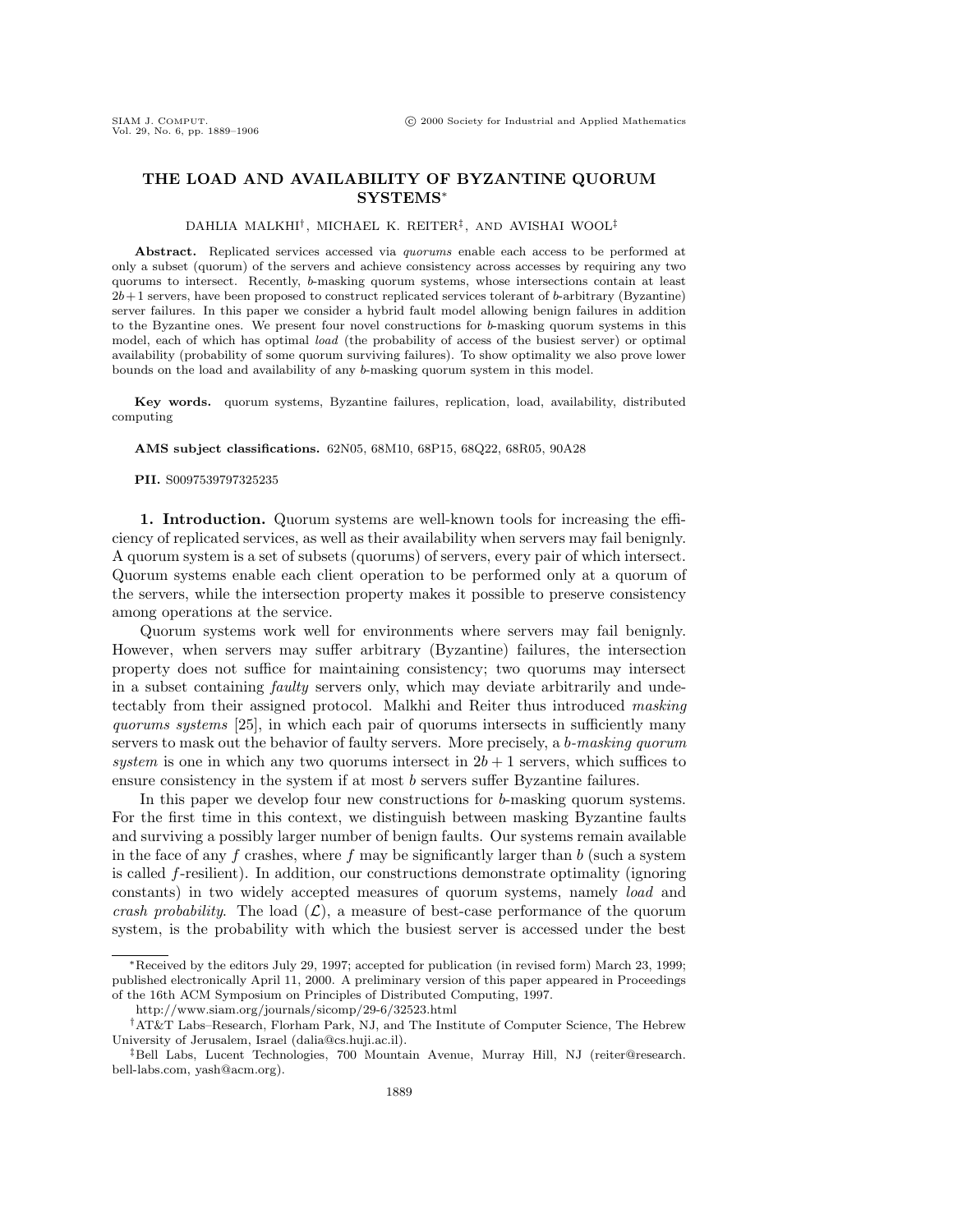# THE LOAD AND AVAILABILITY OF BYZANTINE QUORUM SYSTEMS*

DAHLIA MALKHI†, MICHAEL K. REITER‡, AND AVISHAI WOOL‡

**Abstract.** Replicated services accessed via *quorums* enable each access to be performed at only a subset (quorum) of the servers and achieve consistency across accesses by requiring any two quorums to intersect. Recently, $b$-masking quorum systems, whose intersections contain at least $2b+1$ servers, have been proposed to construct replicated services tolerant of $b$-arbitrary (Byzantine) server failures. In this paper we consider a hybrid fault model allowing benign failures in addition to the Byzantine ones. We present four novel constructions for $b$-masking quorum systems in this model, each of which has optimal *load* (the probability of access of the busiest server) or optimal availability (probability of some quorum surviving failures). To show optimality we also prove lower bounds on the load and availability of any $b$-masking quorum system in this model.

**Key words.** quorum systems, Byzantine failures, replication, load, availability, distributed computing

**AMS subject classifications.** 62N05, 68M10, 68P15, 68Q22, 68R05, 90A28

**PII.** S0097539797325235

## 1. Introduction.

Quorum systems are well-known tools for increasing the efficiency of replicated services, as well as their availability when servers may fail benignly. A quorum system is a set of subsets (quorums) of servers, every pair of which intersect. Quorum systems enable each client operation to be performed only at a quorum of the servers, while the intersection property makes it possible to preserve consistency among operations at the service.

Quorum systems work well for environments where servers may fail benignly. However, when servers may suffer arbitrary (Byzantine) failures, the intersection property does not suffice for maintaining consistency; two quorums may intersect in a subset containing *faulty* servers only, which may deviate arbitrarily and undetectably from their assigned protocol. Malkhi and Reiter thus introduced *masking quorums systems* [25], in which each pair of quorums intersects in sufficiently many servers to mask out the behavior of faulty servers. More precisely, a *b-masking quorum system* is one in which any two quorums intersect in $2b+1$ servers, which suffices to ensure consistency in the system if at most $b$ servers suffer Byzantine failures.

In this paper we develop four new constructions for $b$-masking quorum systems. For the first time in this context, we distinguish between masking Byzantine faults and surviving a possibly larger number of benign faults. Our systems remain available in the face of any $f$ crashes, where $f$ may be significantly larger than $b$ (such a system is called $f$-resilient). In addition, our constructions demonstrate optimality (ignoring constants) in two widely accepted measures of quorum systems, namely *load* and *crash probability*. The load ($\mathcal{L}$), a measure of best-case performance of the quorum system, is the probability with which the busiest server is accessed under the best

---

*Received by the editors July 29, 1997; accepted for publication (in revised form) March 23, 1999; published electronically April 11, 2000. A preliminary version of this paper appeared in Proceedings of the 16th ACM Symposium on Principles of Distributed Computing, 1997.

http://www.siam.org/journals/sicomp/29-6/32523.html

†AT&T Labs–Research, Florham Park, NJ, and The Institute of Computer Science, The Hebrew University of Jerusalem, Israel (dalia@cs.huji.ac.il).

‡Bell Labs, Lucent Technologies, 700 Mountain Avenue, Murray Hill, NJ (reiter@research.bell-labs.com, yash@acm.org).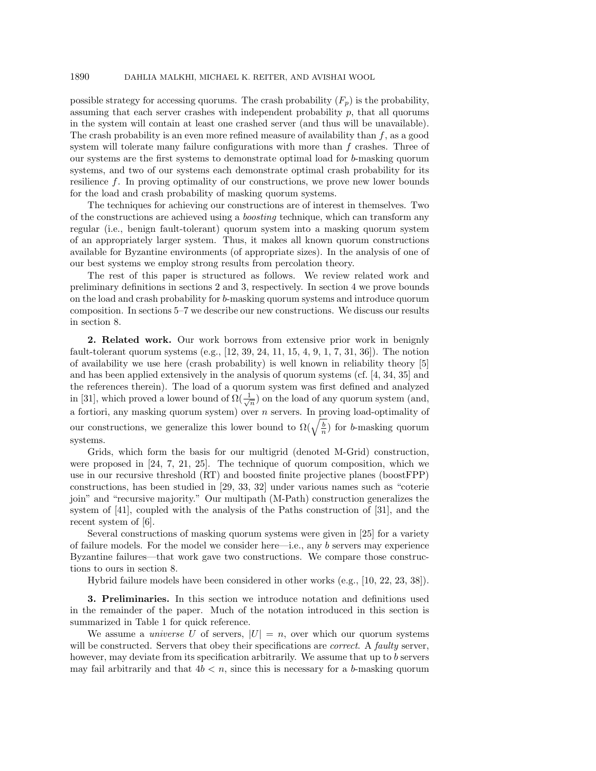possible strategy for accessing quorums. The crash probability ($F_p$) is the probability, assuming that each server crashes with independent probability $p$, that all quorums in the system will contain at least one crashed server (and thus will be unavailable). The crash probability is an even more refined measure of availability than $f$, as a good system will tolerate many failure configurations with more than $f$ crashes. Three of our systems are the first systems to demonstrate optimal load for $b$-masking quorum systems, and two of our systems each demonstrate optimal crash probability for its resilience $f$. In proving optimality of our constructions, we prove new lower bounds for the load and crash probability of masking quorum systems.

The techniques for achieving our constructions are of interest in themselves. Two of the constructions are achieved using a *boosting* technique, which can transform any regular (i.e., benign fault-tolerant) quorum system into a masking quorum system of an appropriately larger system. Thus, it makes all known quorum constructions available for Byzantine environments (of appropriate sizes). In the analysis of one of our best systems we employ strong results from percolation theory.

The rest of this paper is structured as follows. We review related work and preliminary definitions in sections 2 and 3, respectively. In section 4 we prove bounds on the load and crash probability for $b$-masking quorum systems and introduce quorum composition. In sections 5–7 we describe our new constructions. We discuss our results in section 8.

## 2. Related work.

Our work borrows from extensive prior work in benignly fault-tolerant quorum systems (e.g., [12, 39, 24, 11, 15, 4, 9, 1, 7, 31, 36]). The notion of availability we use here (crash probability) is well known in reliability theory [5] and has been applied extensively in the analysis of quorum systems (cf. [4, 34, 35] and the references therein). The load of a quorum system was first defined and analyzed in [31], which proved a lower bound of $\Omega(\frac{1}{\sqrt{n}})$ on the load of any quorum system (and, a fortiori, any masking quorum system) over $n$ servers. In proving load-optimality of our constructions, we generalize this lower bound to $\Omega(\sqrt{\frac{b}{n}})$ for $b$-masking quorum systems.

Grids, which form the basis for our multigrid (denoted M-Grid) construction, were proposed in [24, 7, 21, 25]. The technique of quorum composition, which we use in our recursive threshold (RT) and boosted finite projective planes (boostFPP) constructions, has been studied in [29, 33, 32] under various names such as "coterie join" and "recursive majority." Our multipath (M-Path) construction generalizes the system of [41], coupled with the analysis of the Paths construction of [31], and the recent system of [6].

Several constructions of masking quorum systems were given in [25] for a variety of failure models. For the model we consider here—i.e., any $b$ servers may experience Byzantine failures—that work gave two constructions. We compare those constructions to ours in section 8.

Hybrid failure models have been considered in other works (e.g., [10, 22, 23, 38]).

## 3. Preliminaries.

In this section we introduce notation and definitions used in the remainder of the paper. Much of the notation introduced in this section is summarized in Table 1 for quick reference.

We assume a *universe* $U$ of servers, $|U| = n$, over which our quorum systems will be constructed. Servers that obey their specifications are *correct*. A *faulty* server, however, may deviate from its specification arbitrarily. We assume that up to $b$ servers may fail arbitrarily and that $4b < n$, since this is necessary for a $b$-masking quorum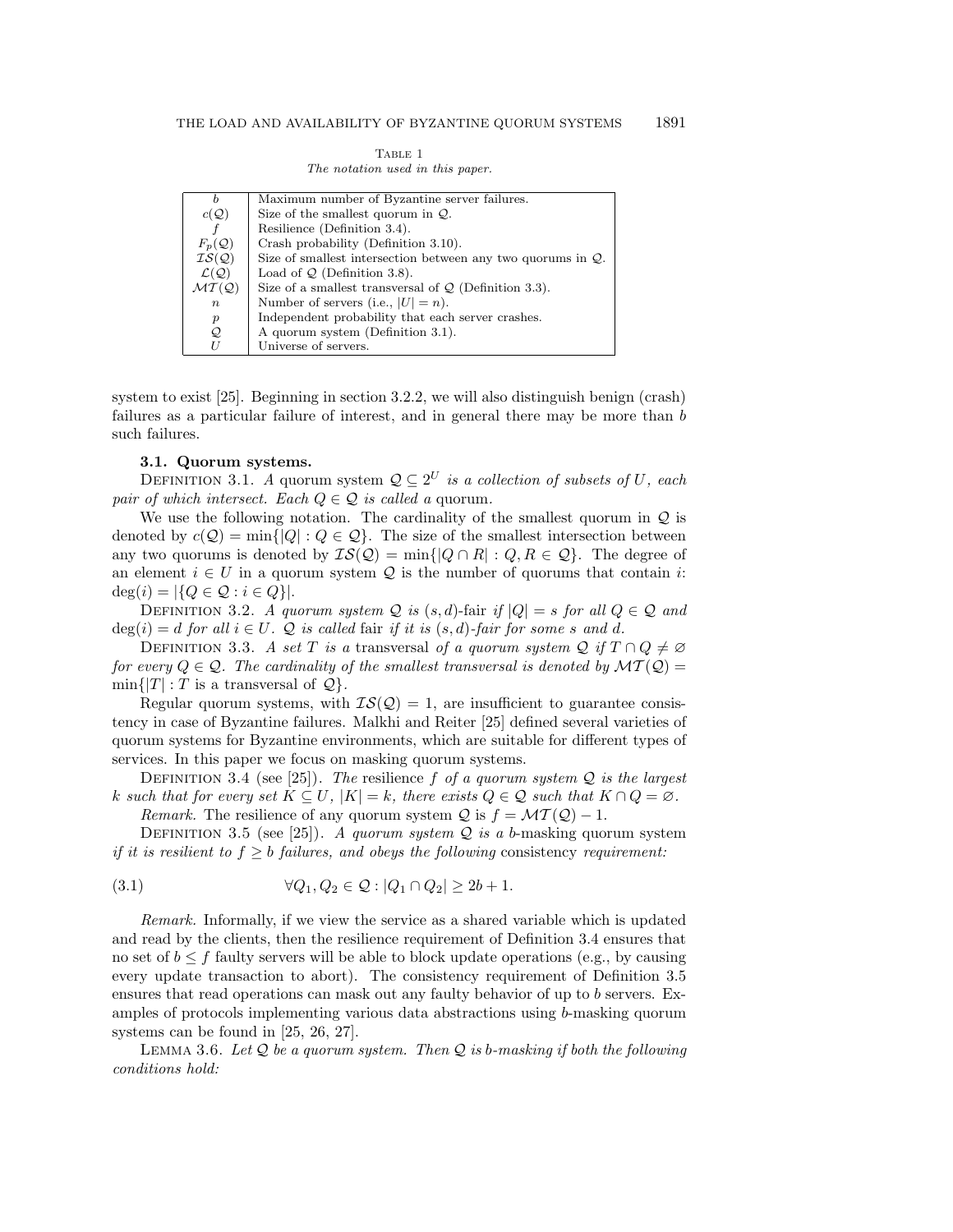Table 1
*The notation used in this paper.*

| | |
|---|---|
| $b$ | Maximum number of Byzantine server failures. |
| $c(\mathcal{Q})$ | Size of the smallest quorum in $\mathcal{Q}$. |
| $f$ | Resilience (Definition 3.4). |
| $F_p(\mathcal{Q})$ | Crash probability (Definition 3.10). |
| $\mathcal{IS}(\mathcal{Q})$ | Size of smallest intersection between any two quorums in $\mathcal{Q}$. |
| $\mathcal{L}(\mathcal{Q})$ | Load of $\mathcal{Q}$ (Definition 3.8). |
| $\mathcal{MT}(\mathcal{Q})$ | Size of a smallest transversal of $\mathcal{Q}$ (Definition 3.3). |
| $n$ | Number of servers (i.e., $\lvert U\rvert = n$). |
| $p$ | Independent probability that each server crashes. |
| $\mathcal{Q}$ | A quorum system (Definition 3.1). |
| $U$ | Universe of servers. |

system to exist [25]. Beginning in section 3.2.2, we will also distinguish benign (crash) failures as a particular failure of interest, and in general there may be more than $b$ such failures.

### 3.1. Quorum systems.

Definition 3.1. *A quorum system $\mathcal{Q} \subseteq 2^U$ is a collection of subsets of $U$, each pair of which intersect. Each $Q \in \mathcal{Q}$ is called a* quorum.

We use the following notation. The cardinality of the smallest quorum in $\mathcal{Q}$ is denoted by $c(\mathcal{Q}) = \min\{|Q| : Q \in \mathcal{Q}\}$. The size of the smallest intersection between any two quorums is denoted by $\mathcal{IS}(\mathcal{Q}) = \min\{|Q \cap R| : Q, R \in \mathcal{Q}\}$. The degree of an element $i \in U$ in a quorum system $\mathcal{Q}$ is the number of quorums that contain $i$: $\deg(i) = |\{Q \in \mathcal{Q} : i \in Q\}|$.

Definition 3.2. *A quorum system $\mathcal{Q}$ is $(s,d)$-*fair *if $|Q| = s$ for all $Q \in \mathcal{Q}$ and $\deg(i) = d$ for all $i \in U$. $\mathcal{Q}$ is called* fair *if it is $(s,d)$-fair for some $s$ and $d$.*

Definition 3.3. *A set $T$ is a* transversal *of a quorum system $\mathcal{Q}$ if $T \cap Q \neq \varnothing$ for every $Q \in \mathcal{Q}$. The cardinality of the smallest transversal is denoted by $\mathcal{MT}(\mathcal{Q}) = \min\{|T| : T \text{ is a transversal of } \mathcal{Q}\}$.*

Regular quorum systems, with $\mathcal{IS}(\mathcal{Q}) = 1$, are insufficient to guarantee consistency in case of Byzantine failures. Malkhi and Reiter [25] defined several varieties of quorum systems for Byzantine environments, which are suitable for different types of services. In this paper we focus on masking quorum systems.

Definition 3.4 (see [25]). *The* resilience *$f$ of a quorum system $\mathcal{Q}$ is the largest $k$ such that for every set $K \subseteq U$, $|K| = k$, there exists $Q \in \mathcal{Q}$ such that $K \cap Q = \varnothing$.*

*Remark.* The resilience of any quorum system $\mathcal{Q}$ is $f = \mathcal{MT}(\mathcal{Q}) - 1$.

Definition 3.5 (see [25]). *A quorum system $\mathcal{Q}$ is a $b$-*masking *quorum system if it is resilient to $f \geq b$ failures, and obeys the following* consistency *requirement:*

$$\forall Q_1, Q_2 \in \mathcal{Q} : |Q_1 \cap Q_2| \geq 2b + 1. \tag{3.1}$$

*Remark.* Informally, if we view the service as a shared variable which is updated and read by the clients, then the resilience requirement of Definition 3.4 ensures that no set of $b \leq f$ faulty servers will be able to block update operations (e.g., by causing every update transaction to abort). The consistency requirement of Definition 3.5 ensures that read operations can mask out any faulty behavior of up to $b$ servers. Examples of protocols implementing various data abstractions using $b$-masking quorum systems can be found in [25, 26, 27].

Lemma 3.6. *Let $\mathcal{Q}$ be a quorum system. Then $\mathcal{Q}$ is $b$-masking if both the following conditions hold:*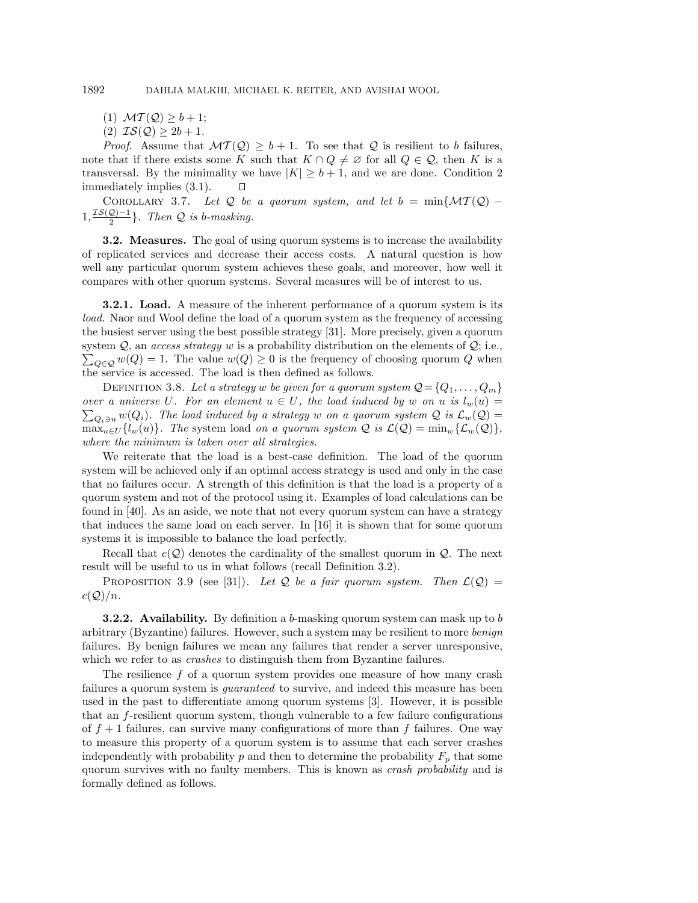(1) $\mathcal{MT}(\mathcal{Q}) \geq b+1$;

(2) $\mathcal{IS}(\mathcal{Q}) \geq 2b+1$.

*Proof.* Assume that $\mathcal{MT}(\mathcal{Q}) \geq b+1$. To see that $\mathcal{Q}$ is resilient to $b$ failures, note that if there exists some $K$ such that $K \cap Q \neq \varnothing$ for all $Q \in \mathcal{Q}$, then $K$ is a transversal. By the minimality we have $|K| \geq b+1$, and we are done. Condition 2 immediately implies (3.1). ◻

COROLLARY 3.7. *Let $\mathcal{Q}$ be a quorum system, and let $b = \min\{\mathcal{MT}(\mathcal{Q}) - 1, \frac{\mathcal{IS}(\mathcal{Q})-1}{2}\}$. Then $\mathcal{Q}$ is b-masking.*

### 3.2. Measures.

The goal of using quorum systems is to increase the availability of replicated services and decrease their access costs. A natural question is how well any particular quorum system achieves these goals, and moreover, how well it compares with other quorum systems. Several measures will be of interest to us.

#### 3.2.1. Load.

A measure of the inherent performance of a quorum system is its *load*. Naor and Wool define the load of a quorum system as the frequency of accessing the busiest server using the best possible strategy [31]. More precisely, given a quorum system $\mathcal{Q}$, an *access strategy* $w$ is a probability distribution on the elements of $\mathcal{Q}$; i.e., $\sum_{Q \in \mathcal{Q}} w(Q) = 1$. The value $w(Q) \geq 0$ is the frequency of choosing quorum $Q$ when the service is accessed. The load is then defined as follows.

DEFINITION 3.8. *Let a strategy $w$ be given for a quorum system $\mathcal{Q} = \{Q_1, \ldots, Q_m\}$ over a universe $U$. For an element $u \in U$, the load induced by $w$ on $u$ is $l_w(u) = \sum_{Q_i \ni u} w(Q_i)$. The load induced by a strategy $w$ on a quorum system $\mathcal{Q}$ is $\mathcal{L}_w(\mathcal{Q}) = \max_{u \in U}\{l_w(u)\}$. The* system load *on a quorum system $\mathcal{Q}$ is $\mathcal{L}(\mathcal{Q}) = \min_w\{\mathcal{L}_w(\mathcal{Q})\}$, where the minimum is taken over all strategies.*

We reiterate that the load is a best-case definition. The load of the quorum system will be achieved only if an optimal access strategy is used and only in the case that no failures occur. A strength of this definition is that the load is a property of a quorum system and not of the protocol using it. Examples of load calculations can be found in [40]. As an aside, we note that not every quorum system can have a strategy that induces the same load on each server. In [16] it is shown that for some quorum systems it is impossible to balance the load perfectly.

Recall that $c(\mathcal{Q})$ denotes the cardinality of the smallest quorum in $\mathcal{Q}$. The next result will be useful to us in what follows (recall Definition 3.2).

PROPOSITION 3.9 (see [31]). *Let $\mathcal{Q}$ be a fair quorum system. Then $\mathcal{L}(\mathcal{Q}) = c(\mathcal{Q})/n$.*

#### 3.2.2. Availability.

By definition a $b$-masking quorum system can mask up to $b$ arbitrary (Byzantine) failures. However, such a system may be resilient to more *benign* failures. By benign failures we mean any failures that render a server unresponsive, which we refer to as *crashes* to distinguish them from Byzantine failures.

The resilience $f$ of a quorum system provides one measure of how many crash failures a quorum system is *guaranteed* to survive, and indeed this measure has been used in the past to differentiate among quorum systems [3]. However, it is possible that an $f$-resilient quorum system, though vulnerable to a few failure configurations of $f+1$ failures, can survive many configurations of more than $f$ failures. One way to measure this property of a quorum system is to assume that each server crashes independently with probability $p$ and then to determine the probability $F_p$ that some quorum survives with no faulty members. This is known as *crash probability* and is formally defined as follows.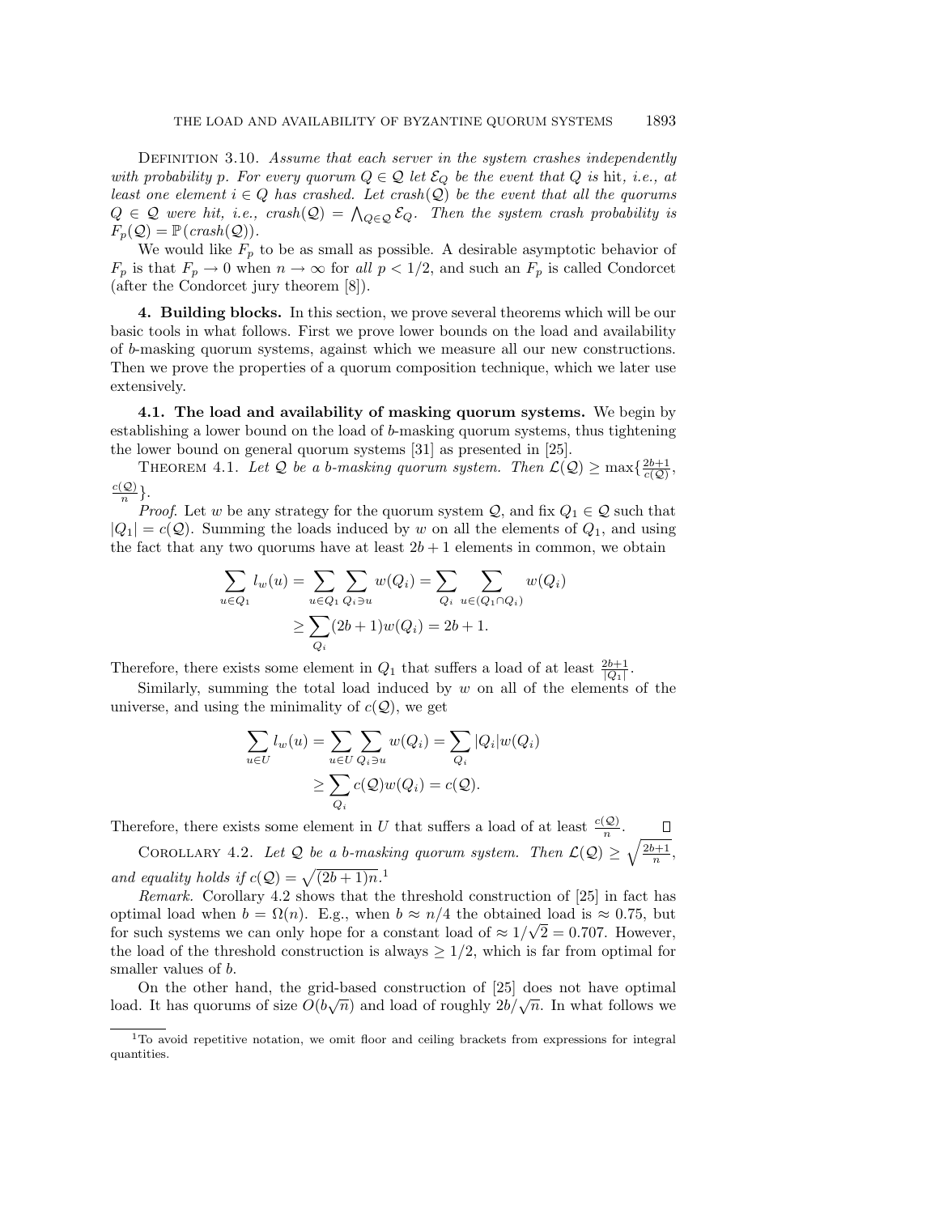Definition 3.10. *Assume that each server in the system crashes independently with probability $p$. For every quorum $Q \in \mathcal{Q}$ let $\mathcal{E}_Q$ be the event that $Q$ is* hit, *i.e., at least one element $i \in Q$ has crashed. Let $crash(\mathcal{Q})$ be the event that all the quorums $Q \in \mathcal{Q}$ were hit, i.e., $crash(\mathcal{Q}) = \bigwedge_{Q \in \mathcal{Q}} \mathcal{E}_Q$. Then the system crash probability is $F_p(\mathcal{Q}) = \mathbb{P}(crash(\mathcal{Q}))$.*

We would like $F_p$ to be as small as possible. A desirable asymptotic behavior of $F_p$ is that $F_p \to 0$ when $n \to \infty$ for *all* $p < 1/2$, and such an $F_p$ is called Condorcet (after the Condorcet jury theorem [8]).

## 4. Building blocks.

In this section, we prove several theorems which will be our basic tools in what follows. First we prove lower bounds on the load and availability of $b$-masking quorum systems, against which we measure all our new constructions. Then we prove the properties of a quorum composition technique, which we later use extensively.

### 4.1. The load and availability of masking quorum systems.

We begin by establishing a lower bound on the load of $b$-masking quorum systems, thus tightening the lower bound on general quorum systems [31] as presented in [25].

Theorem 4.1. *Let $\mathcal{Q}$ be a $b$-masking quorum system. Then $\mathcal{L}(\mathcal{Q}) \geq \max\{\frac{2b+1}{c(\mathcal{Q})}, \frac{c(\mathcal{Q})}{n}\}$.*

*Proof.* Let $w$ be any strategy for the quorum system $\mathcal{Q}$, and fix $Q_1 \in \mathcal{Q}$ such that $|Q_1| = c(\mathcal{Q})$. Summing the loads induced by $w$ on all the elements of $Q_1$, and using the fact that any two quorums have at least $2b+1$ elements in common, we obtain

$$\sum_{u \in Q_1} l_w(u) = \sum_{u \in Q_1} \sum_{Q_i \ni u} w(Q_i) = \sum_{Q_i} \sum_{u \in (Q_1 \cap Q_i)} w(Q_i)$$
$$\geq \sum_{Q_i} (2b+1) w(Q_i) = 2b+1.$$

Therefore, there exists some element in $Q_1$ that suffers a load of at least $\frac{2b+1}{|Q_1|}$.

Similarly, summing the total load induced by $w$ on all of the elements of the universe, and using the minimality of $c(\mathcal{Q})$, we get

$$\sum_{u \in U} l_w(u) = \sum_{u \in U} \sum_{Q_i \ni u} w(Q_i) = \sum_{Q_i} |Q_i| w(Q_i)$$
$$\geq \sum_{Q_i} c(\mathcal{Q}) w(Q_i) = c(\mathcal{Q}).$$

Therefore, there exists some element in $U$ that suffers a load of at least $\frac{c(\mathcal{Q})}{n}$. ∎

Corollary 4.2. *Let $\mathcal{Q}$ be a $b$-masking quorum system. Then $\mathcal{L}(\mathcal{Q}) \geq \sqrt{\frac{2b+1}{n}}$, and equality holds if $c(\mathcal{Q}) = \sqrt{(2b+1)n}$.*[1]

*Remark.* Corollary 4.2 shows that the threshold construction of [25] in fact has optimal load when $b = \Omega(n)$. E.g., when $b \approx n/4$ the obtained load is $\approx 0.75$, but for such systems we can only hope for a constant load of $\approx 1/\sqrt{2} = 0.707$. However, the load of the threshold construction is always $\geq 1/2$, which is far from optimal for smaller values of $b$.

On the other hand, the grid-based construction of [25] does not have optimal load. It has quorums of size $O(b\sqrt{n})$ and load of roughly $2b/\sqrt{n}$. In what follows we

[1] To avoid repetitive notation, we omit floor and ceiling brackets from expressions for integral quantities.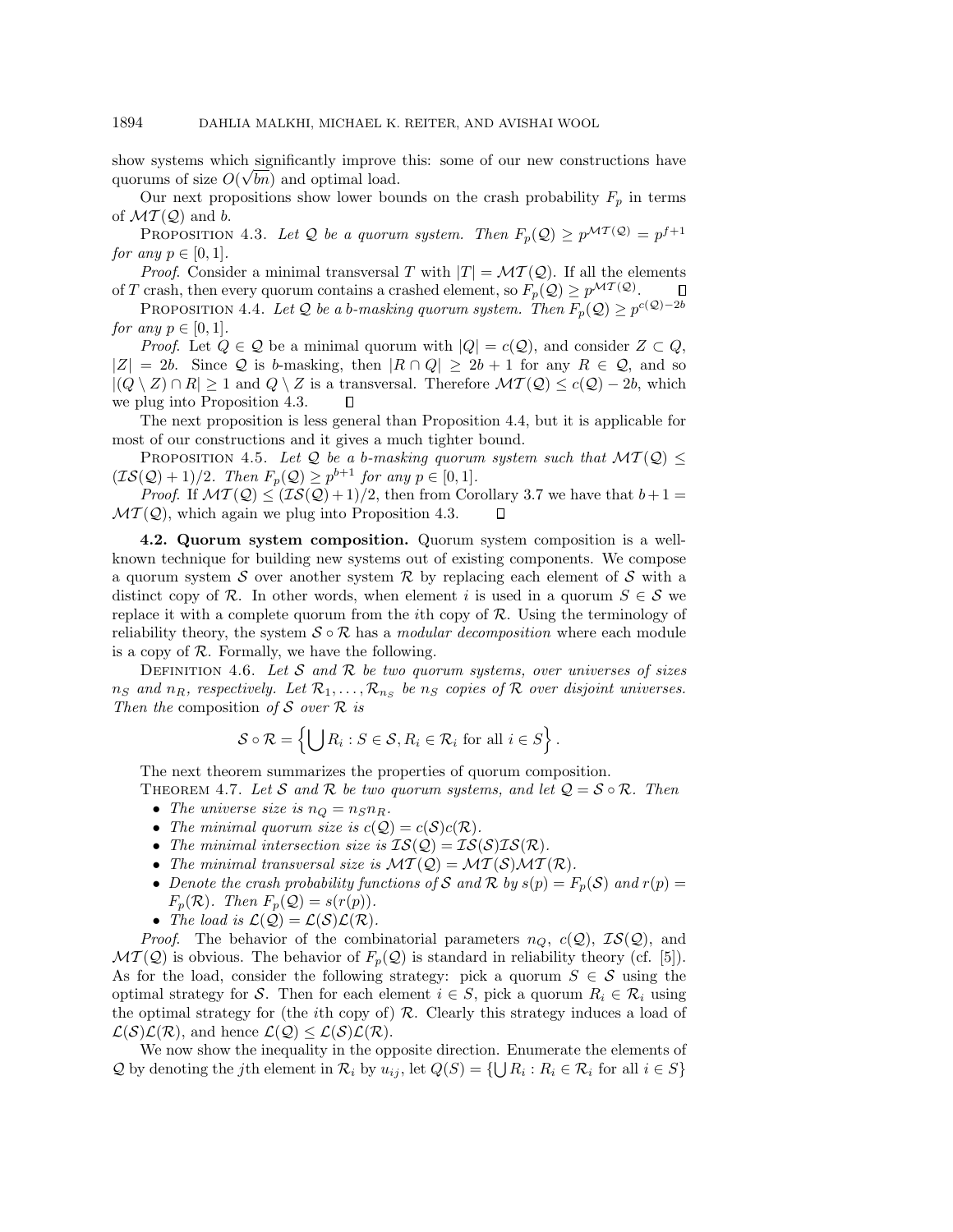show systems which significantly improve this: some of our new constructions have quorums of size $O(\sqrt{bn})$ and optimal load.

Our next propositions show lower bounds on the crash probability $F_p$ in terms of $\mathcal{MT}(\mathcal{Q})$ and $b$.

PROPOSITION 4.3. *Let $\mathcal{Q}$ be a quorum system. Then $F_p(\mathcal{Q}) \geq p^{\mathcal{MT}(\mathcal{Q})} = p^{f+1}$ for any $p \in [0, 1]$.*

*Proof.* Consider a minimal transversal $T$ with $|T| = \mathcal{MT}(\mathcal{Q})$. If all the elements of $T$ crash, then every quorum contains a crashed element, so $F_p(\mathcal{Q}) \geq p^{\mathcal{MT}(\mathcal{Q})}$. □

PROPOSITION 4.4. *Let $\mathcal{Q}$ be a $b$-masking quorum system. Then $F_p(\mathcal{Q}) \geq p^{c(\mathcal{Q})-2b}$ for any $p \in [0, 1]$.*

*Proof.* Let $Q \in \mathcal{Q}$ be a minimal quorum with $|Q| = c(\mathcal{Q})$, and consider $Z \subset Q$, $|Z| = 2b$. Since $\mathcal{Q}$ is $b$-masking, then $|R \cap Q| \geq 2b + 1$ for any $R \in \mathcal{Q}$, and so $|(Q \setminus Z) \cap R| \geq 1$ and $Q \setminus Z$ is a transversal. Therefore $\mathcal{MT}(\mathcal{Q}) \leq c(\mathcal{Q}) - 2b$, which we plug into Proposition 4.3. □

The next proposition is less general than Proposition 4.4, but it is applicable for most of our constructions and it gives a much tighter bound.

PROPOSITION 4.5. *Let $\mathcal{Q}$ be a $b$-masking quorum system such that $\mathcal{MT}(\mathcal{Q}) \leq (\mathcal{IS}(\mathcal{Q}) + 1)/2$. Then $F_p(\mathcal{Q}) \geq p^{b+1}$ for any $p \in [0, 1]$.*

*Proof.* If $\mathcal{MT}(\mathcal{Q}) \leq (\mathcal{IS}(\mathcal{Q}) + 1)/2$, then from Corollary 3.7 we have that $b + 1 = \mathcal{MT}(\mathcal{Q})$, which again we plug into Proposition 4.3. □

**4.2. Quorum system composition.** Quorum system composition is a well-known technique for building new systems out of existing components. We compose a quorum system $\mathcal{S}$ over another system $\mathcal{R}$ by replacing each element of $\mathcal{S}$ with a distinct copy of $\mathcal{R}$. In other words, when element $i$ is used in a quorum $S \in \mathcal{S}$ we replace it with a complete quorum from the $i$th copy of $\mathcal{R}$. Using the terminology of reliability theory, the system $\mathcal{S} \circ \mathcal{R}$ has a *modular decomposition* where each module is a copy of $\mathcal{R}$. Formally, we have the following.

DEFINITION 4.6. *Let $\mathcal{S}$ and $\mathcal{R}$ be two quorum systems, over universes of sizes $n_S$ and $n_R$, respectively. Let $\mathcal{R}_1, \ldots, \mathcal{R}_{n_S}$ be $n_S$ copies of $\mathcal{R}$ over disjoint universes. Then the* composition *of $\mathcal{S}$ over $\mathcal{R}$ is*

$$\mathcal{S} \circ \mathcal{R} = \left\{ \bigcup R_i : S \in \mathcal{S}, R_i \in \mathcal{R}_i \text{ for all } i \in S \right\}.$$

The next theorem summarizes the properties of quorum composition.

THEOREM 4.7. *Let $\mathcal{S}$ and $\mathcal{R}$ be two quorum systems, and let $\mathcal{Q} = \mathcal{S} \circ \mathcal{R}$. Then*

- *The universe size is $n_Q = n_S n_R$.*
- *The minimal quorum size is $c(\mathcal{Q}) = c(\mathcal{S})c(\mathcal{R})$.*
- *The minimal intersection size is $\mathcal{IS}(\mathcal{Q}) = \mathcal{IS}(\mathcal{S})\mathcal{IS}(\mathcal{R})$.*
- *The minimal transversal size is $\mathcal{MT}(\mathcal{Q}) = \mathcal{MT}(\mathcal{S})\mathcal{MT}(\mathcal{R})$.*
- *Denote the crash probability functions of $\mathcal{S}$ and $\mathcal{R}$ by $s(p) = F_p(\mathcal{S})$ and $r(p) = F_p(\mathcal{R})$. Then $F_p(\mathcal{Q}) = s(r(p))$.*
- *The load is $\mathcal{L}(\mathcal{Q}) = \mathcal{L}(\mathcal{S})\mathcal{L}(\mathcal{R})$.*

*Proof.* The behavior of the combinatorial parameters $n_Q$, $c(\mathcal{Q})$, $\mathcal{IS}(\mathcal{Q})$, and $\mathcal{MT}(\mathcal{Q})$ is obvious. The behavior of $F_p(\mathcal{Q})$ is standard in reliability theory (cf. [5]). As for the load, consider the following strategy: pick a quorum $S \in \mathcal{S}$ using the optimal strategy for $\mathcal{S}$. Then for each element $i \in S$, pick a quorum $R_i \in \mathcal{R}_i$ using the optimal strategy for (the $i$th copy of) $\mathcal{R}$. Clearly this strategy induces a load of $\mathcal{L}(\mathcal{S})\mathcal{L}(\mathcal{R})$, and hence $\mathcal{L}(\mathcal{Q}) \leq \mathcal{L}(\mathcal{S})\mathcal{L}(\mathcal{R})$.

We now show the inequality in the opposite direction. Enumerate the elements of $\mathcal{Q}$ by denoting the $j$th element in $\mathcal{R}_i$ by $u_{ij}$, let $Q(S) = \{\bigcup R_i : R_i \in \mathcal{R}_i \text{ for all } i \in S\}$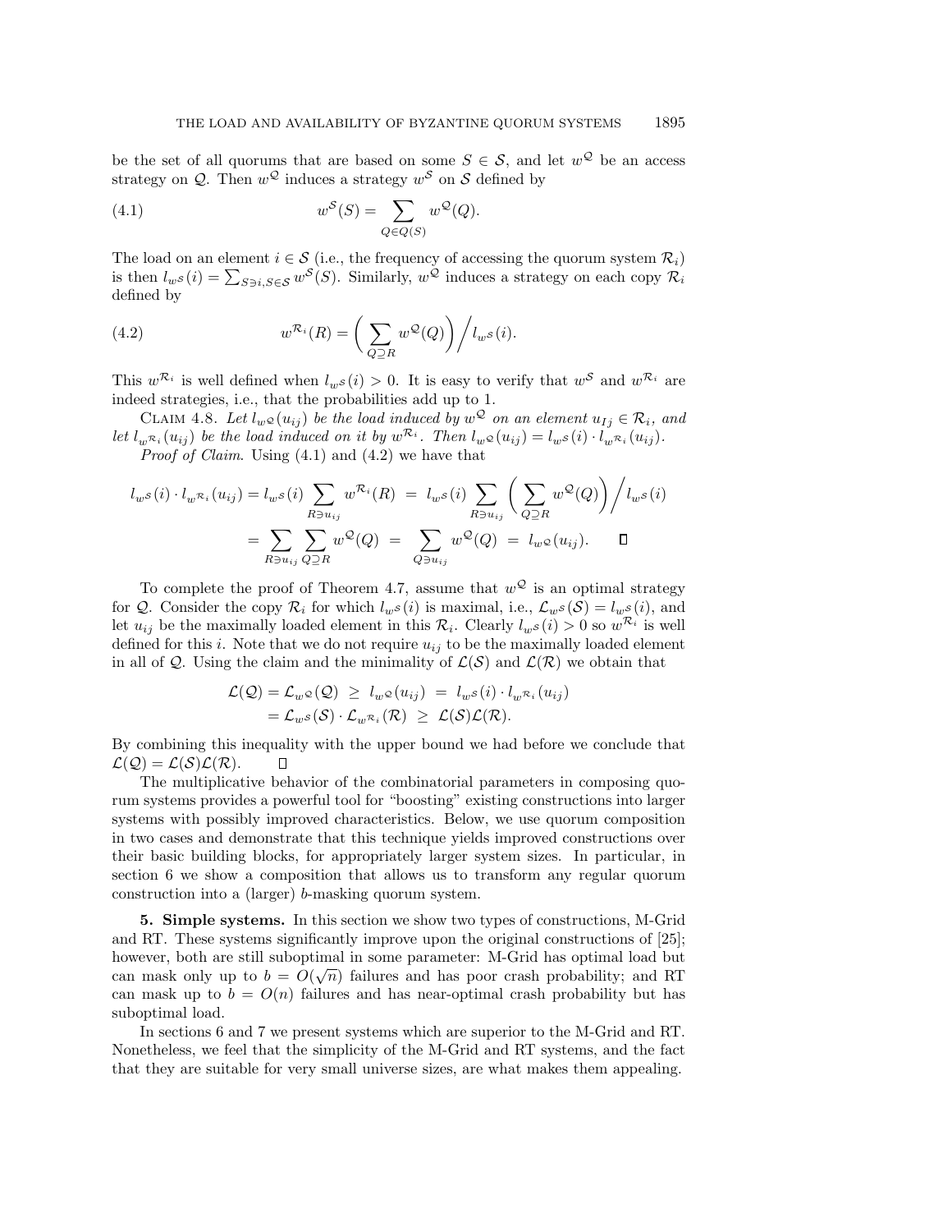be the set of all quorums that are based on some $S \in \mathcal{S}$, and let $w^{\mathcal{Q}}$ be an access strategy on $\mathcal{Q}$. Then $w^{\mathcal{Q}}$ induces a strategy $w^{\mathcal{S}}$ on $\mathcal{S}$ defined by

$$w^{\mathcal{S}}(S) = \sum_{Q \in Q(S)} w^{\mathcal{Q}}(Q). \tag{4.1}$$

The load on an element $i \in \mathcal{S}$ (i.e., the frequency of accessing the quorum system $\mathcal{R}_i$) is then $l_{w^{\mathcal{S}}}(i) = \sum_{S \ni i, S \in \mathcal{S}} w^{\mathcal{S}}(S)$. Similarly, $w^{\mathcal{Q}}$ induces a strategy on each copy $\mathcal{R}_i$ defined by

$$w^{\mathcal{R}_i}(R) = \left( \sum_{Q \supseteq R} w^{\mathcal{Q}}(Q) \right) \Big/ l_{w^{\mathcal{S}}}(i). \tag{4.2}$$

This $w^{\mathcal{R}_i}$ is well defined when $l_{w^{\mathcal{S}}}(i) > 0$. It is easy to verify that $w^{\mathcal{S}}$ and $w^{\mathcal{R}_i}$ are indeed strategies, i.e., that the probabilities add up to 1.

Claim 4.8. *Let $l_{w^{\mathcal{Q}}}(u_{ij})$ be the load induced by $w^{\mathcal{Q}}$ on an element $u_{Ij} \in \mathcal{R}_i$, and let $l_{w^{\mathcal{R}_i}}(u_{ij})$ be the load induced on it by $w^{\mathcal{R}_i}$. Then $l_{w^{\mathcal{Q}}}(u_{ij}) = l_{w^{\mathcal{S}}}(i) \cdot l_{w^{\mathcal{R}_i}}(u_{ij})$.*

*Proof of Claim.* Using (4.1) and (4.2) we have that

$$\begin{aligned}
l_{w^{\mathcal{S}}}(i) \cdot l_{w^{\mathcal{R}_i}}(u_{ij}) = l_{w^{\mathcal{S}}}(i) \sum_{R \ni u_{ij}} w^{\mathcal{R}_i}(R) \ &= \ l_{w^{\mathcal{S}}}(i) \sum_{R \ni u_{ij}} \left( \sum_{Q \supseteq R} w^{\mathcal{Q}}(Q) \right) \Big/ l_{w^{\mathcal{S}}}(i) \\
&= \sum_{R \ni u_{ij}} \sum_{Q \supseteq R} w^{\mathcal{Q}}(Q) \ = \ \sum_{Q \ni u_{ij}} w^{\mathcal{Q}}(Q) \ = \ l_{w^{\mathcal{Q}}}(u_{ij}). \qquad \square
\end{aligned}$$

To complete the proof of Theorem 4.7, assume that $w^{\mathcal{Q}}$ is an optimal strategy for $\mathcal{Q}$. Consider the copy $\mathcal{R}_i$ for which $l_{w^{\mathcal{S}}}(i)$ is maximal, i.e., $\mathcal{L}_{w^{\mathcal{S}}}(\mathcal{S}) = l_{w^{\mathcal{S}}}(i)$, and let $u_{ij}$ be the maximally loaded element in this $\mathcal{R}_i$. Clearly $l_{w^{\mathcal{S}}}(i) > 0$ so $w^{\mathcal{R}_i}$ is well defined for this $i$. Note that we do not require $u_{ij}$ to be the maximally loaded element in all of $\mathcal{Q}$. Using the claim and the minimality of $\mathcal{L}(\mathcal{S})$ and $\mathcal{L}(\mathcal{R})$ we obtain that

$$\begin{aligned}
\mathcal{L}(\mathcal{Q}) = \mathcal{L}_{w^{\mathcal{Q}}}(\mathcal{Q}) \ &\geq \ l_{w^{\mathcal{Q}}}(u_{ij}) \ = \ l_{w^{\mathcal{S}}}(i) \cdot l_{w^{\mathcal{R}_i}}(u_{ij}) \\
&= \mathcal{L}_{w^{\mathcal{S}}}(\mathcal{S}) \cdot \mathcal{L}_{w^{\mathcal{R}_i}}(\mathcal{R}) \ \geq \ \mathcal{L}(\mathcal{S})\mathcal{L}(\mathcal{R}).
\end{aligned}$$

By combining this inequality with the upper bound we had before we conclude that $\mathcal{L}(\mathcal{Q}) = \mathcal{L}(\mathcal{S})\mathcal{L}(\mathcal{R})$. $\square$

The multiplicative behavior of the combinatorial parameters in composing quorum systems provides a powerful tool for "boosting" existing constructions into larger systems with possibly improved characteristics. Below, we use quorum composition in two cases and demonstrate that this technique yields improved constructions over their basic building blocks, for appropriately larger system sizes. In particular, in section 6 we show a composition that allows us to transform any regular quorum construction into a (larger) $b$-masking quorum system.

**5. Simple systems.** In this section we show two types of constructions, M-Grid and RT. These systems significantly improve upon the original constructions of [25]; however, both are still suboptimal in some parameter: M-Grid has optimal load but can mask only up to $b = O(\sqrt{n})$ failures and has poor crash probability; and RT can mask up to $b = O(n)$ failures and has near-optimal crash probability but has suboptimal load.

In sections 6 and 7 we present systems which are superior to the M-Grid and RT. Nonetheless, we feel that the simplicity of the M-Grid and RT systems, and the fact that they are suitable for very small universe sizes, are what makes them appealing.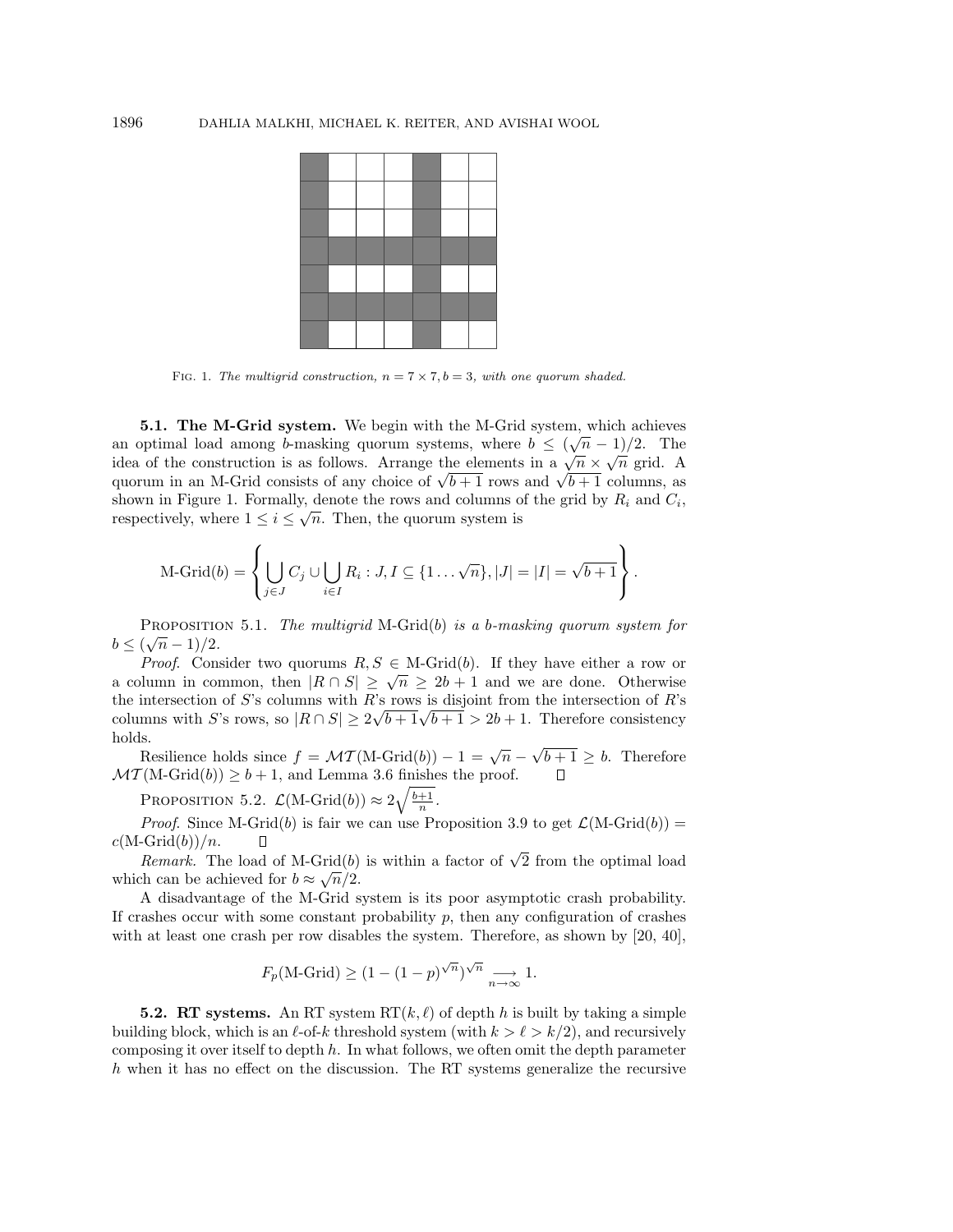FIG. 1. *The multigrid construction, $n = 7 \times 7, b = 3$, with one quorum shaded.*

**5.1. The M-Grid system.** We begin with the M-Grid system, which achieves an optimal load among $b$-masking quorum systems, where $b \leq (\sqrt{n} - 1)/2$. The idea of the construction is as follows. Arrange the elements in a $\sqrt{n} \times \sqrt{n}$ grid. A quorum in an M-Grid consists of any choice of $\sqrt{b+1}$ rows and $\sqrt{b+1}$ columns, as shown in Figure 1. Formally, denote the rows and columns of the grid by $R_i$ and $C_i$, respectively, where $1 \leq i \leq \sqrt{n}$. Then, the quorum system is

$$\text{M-Grid}(b) = \left\{ \bigcup_{j \in J} C_j \cup \bigcup_{i \in I} R_i : J, I \subseteq \{1 \ldots \sqrt{n}\}, |J| = |I| = \sqrt{b+1} \right\}.$$

PROPOSITION 5.1. *The multigrid* M-Grid$(b)$ *is a $b$-masking quorum system for* $b \leq (\sqrt{n} - 1)/2$.

*Proof.* Consider two quorums $R, S \in$ M-Grid$(b)$. If they have either a row or a column in common, then $|R \cap S| \geq \sqrt{n} \geq 2b + 1$ and we are done. Otherwise the intersection of $S$'s columns with $R$'s rows is disjoint from the intersection of $R$'s columns with $S$'s rows, so $|R \cap S| \geq 2\sqrt{b+1}\sqrt{b+1} > 2b + 1$. Therefore consistency holds.

Resilience holds since $f = \mathcal{MT}(\text{M-Grid}(b)) - 1 = \sqrt{n} - \sqrt{b+1} \geq b$. Therefore $\mathcal{MT}(\text{M-Grid}(b)) \geq b + 1$, and Lemma 3.6 finishes the proof. $\square$

PROPOSITION 5.2. $\mathcal{L}(\text{M-Grid}(b)) \approx 2\sqrt{\frac{b+1}{n}}$.

*Proof.* Since M-Grid$(b)$ is fair we can use Proposition 3.9 to get $\mathcal{L}(\text{M-Grid}(b)) = c(\text{M-Grid}(b))/n$. $\square$

*Remark.* The load of M-Grid$(b)$ is within a factor of $\sqrt{2}$ from the optimal load which can be achieved for $b \approx \sqrt{n}/2$.

A disadvantage of the M-Grid system is its poor asymptotic crash probability. If crashes occur with some constant probability $p$, then any configuration of crashes with at least one crash per row disables the system. Therefore, as shown by [20, 40],

$$F_p(\text{M-Grid}) \geq (1 - (1 - p)^{\sqrt{n}})^{\sqrt{n}} \underset{n \to \infty}{\longrightarrow} 1.$$

**5.2. RT systems.** An RT system RT$(k, \ell)$ of depth $h$ is built by taking a simple building block, which is an $\ell$-of-$k$ threshold system (with $k > \ell > k/2$), and recursively composing it over itself to depth $h$. In what follows, we often omit the depth parameter $h$ when it has no effect on the discussion. The RT systems generalize the recursive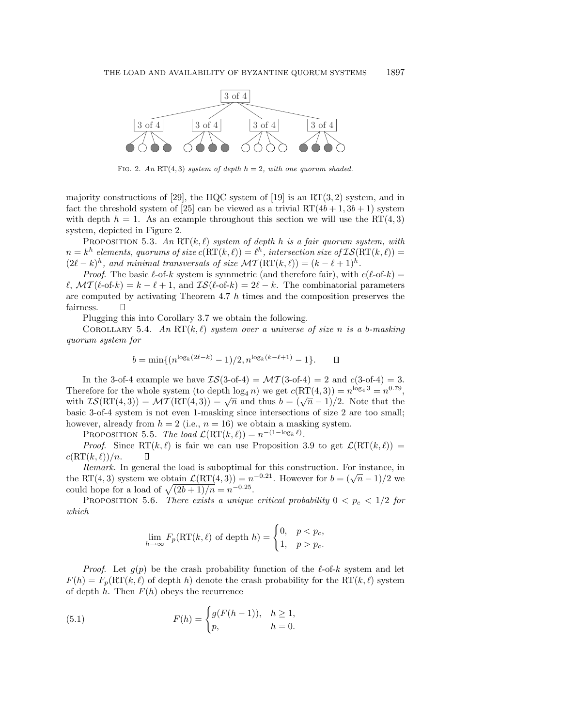Fig. 2. *An* RT(4, 3) *system of depth* $h = 2$*, with one quorum shaded.*

majority constructions of [29], the HQC system of [19] is an RT(3, 2) system, and in fact the threshold system of [25] can be viewed as a trivial RT($4b + 1, 3b + 1$) system with depth $h = 1$. As an example throughout this section we will use the RT(4, 3) system, depicted in Figure 2.

Proposition 5.3. *An* RT($k, \ell$) *system of depth* $h$ *is a fair quorum system, with* $n = k^h$ *elements, quorums of size* $c(\mathrm{RT}(k, \ell)) = \ell^h$*, intersection size of* $\mathcal{IS}(\mathrm{RT}(k, \ell)) = (2\ell - k)^h$*, and minimal transversals of size* $\mathcal{MT}(\mathrm{RT}(k, \ell)) = (k - \ell + 1)^h$.

*Proof.* The basic $\ell$-of-$k$ system is symmetric (and therefore fair), with $c(\ell\text{-of-}k) = \ell$, $\mathcal{MT}(\ell\text{-of-}k) = k - \ell + 1$, and $\mathcal{IS}(\ell\text{-of-}k) = 2\ell - k$. The combinatorial parameters are computed by activating Theorem 4.7 $h$ times and the composition preserves the fairness. $\square$

Plugging this into Corollary 3.7 we obtain the following.

Corollary 5.4. *An* RT($k, \ell$) *system over a universe of size* $n$ *is a* $b$*-masking quorum system for*

$$b = \min\{(n^{\log_k(2\ell-k)} - 1)/2, n^{\log_k(k-\ell+1)} - 1\}. \qquad \square$$

In the 3-of-4 example we have $\mathcal{IS}(\text{3-of-4}) = \mathcal{MT}(\text{3-of-4}) = 2$ and $c(\text{3-of-4}) = 3$. Therefore for the whole system (to depth $\log_4 n$) we get $c(\mathrm{RT}(4, 3)) = n^{\log_4 3} = n^{0.79}$, with $\mathcal{IS}(\mathrm{RT}(4, 3)) = \mathcal{MT}(\mathrm{RT}(4, 3)) = \sqrt{n}$ and thus $b = (\sqrt{n} - 1)/2$. Note that the basic 3-of-4 system is not even 1-masking since intersections of size 2 are too small; however, already from $h = 2$ (i.e., $n = 16$) we obtain a masking system.

Proposition 5.5. *The load* $\mathcal{L}(\mathrm{RT}(k, \ell)) = n^{-(1-\log_k \ell)}$.

*Proof.* Since RT($k, \ell$) is fair we can use Proposition 3.9 to get $\mathcal{L}(\mathrm{RT}(k, \ell)) = c(\mathrm{RT}(k, \ell))/n$. $\square$

*Remark.* In general the load is suboptimal for this construction. For instance, in the RT(4, 3) system we obtain $\mathcal{L}(\mathrm{RT}(4, 3)) = n^{-0.21}$. However for $b = (\sqrt{n} - 1)/2$ we could hope for a load of $\sqrt{(2b + 1)/n} = n^{-0.25}$.

Proposition 5.6. *There exists a unique critical probability* $0 < p_c < 1/2$ *for which*

$$\lim_{h\to\infty} F_p(\mathrm{RT}(k, \ell) \text{ of depth } h) = \begin{cases} 0, & p < p_c, \\ 1, & p > p_c. \end{cases}$$

*Proof.* Let $g(p)$ be the crash probability function of the $\ell$-of-$k$ system and let $F(h) = F_p(\mathrm{RT}(k, \ell)$ of depth $h)$ denote the crash probability for the RT($k, \ell$) system of depth $h$. Then $F(h)$ obeys the recurrence

$$F(h) = \begin{cases} g(F(h-1)), & h \geq 1, \\ p, & h = 0. \end{cases} \tag{5.1}$$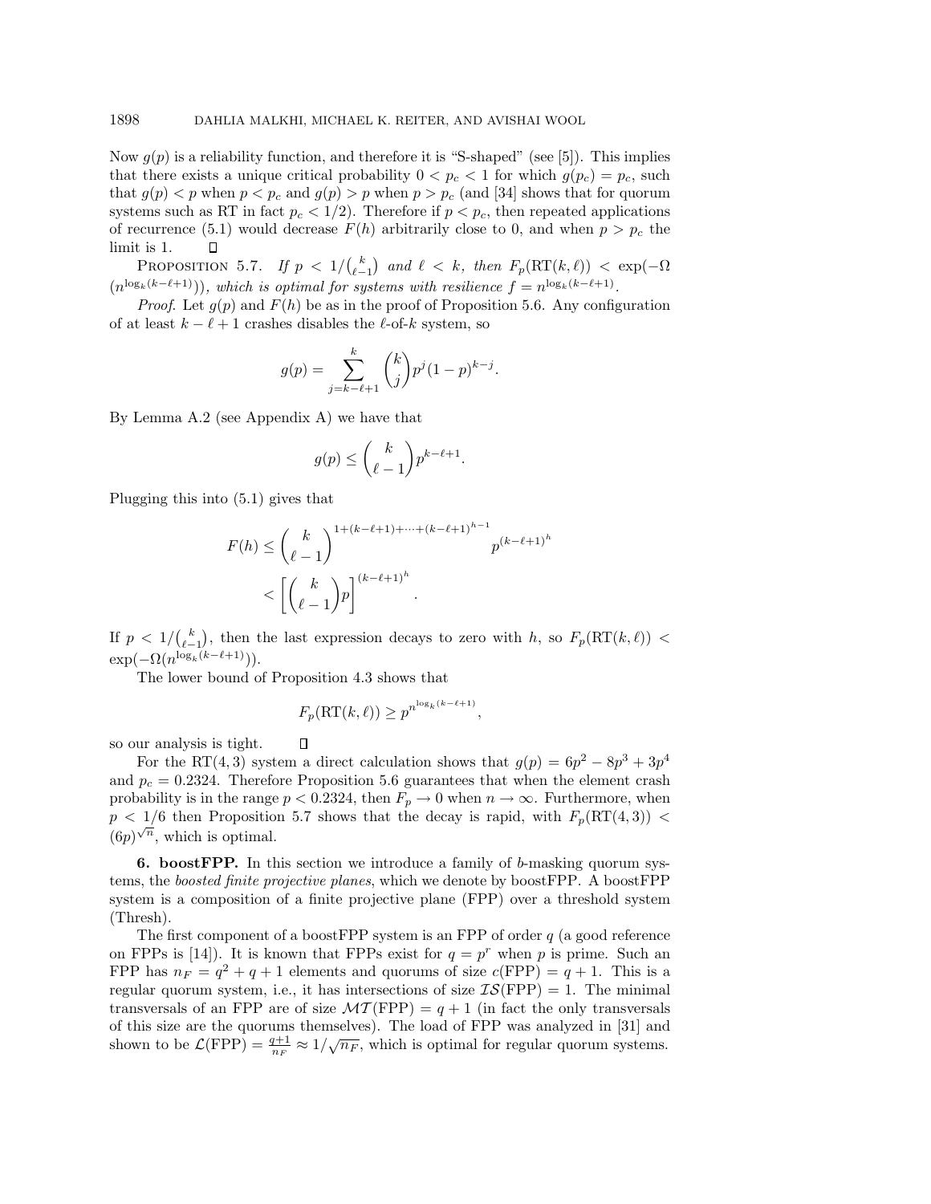Now $g(p)$ is a reliability function, and therefore it is "S-shaped" (see [5]). This implies that there exists a unique critical probability $0 < p_c < 1$ for which $g(p_c) = p_c$, such that $g(p) < p$ when $p < p_c$ and $g(p) > p$ when $p > p_c$ (and [34] shows that for quorum systems such as RT in fact $p_c < 1/2$). Therefore if $p < p_c$, then repeated applications of recurrence (5.1) would decrease $F(h)$ arbitrarily close to 0, and when $p > p_c$ the limit is 1. □

PROPOSITION 5.7. *If $p < 1/\binom{k}{\ell-1}$ and $\ell < k$, then $F_p(\mathrm{RT}(k,\ell)) < \exp(-\Omega(n^{\log_k(k-\ell+1)}))$, which is optimal for systems with resilience $f = n^{\log_k(k-\ell+1)}$.*

*Proof.* Let $g(p)$ and $F(h)$ be as in the proof of Proposition 5.6. Any configuration of at least $k - \ell + 1$ crashes disables the $\ell$-of-$k$ system, so

$$g(p) = \sum_{j=k-\ell+1}^{k} \binom{k}{j} p^j (1-p)^{k-j}.$$

By Lemma A.2 (see Appendix A) we have that

$$g(p) \le \binom{k}{\ell-1} p^{k-\ell+1}.$$

Plugging this into (5.1) gives that

$$\begin{aligned} F(h) &\le \binom{k}{\ell-1}^{1+(k-\ell+1)+\cdots+(k-\ell+1)^{h-1}} p^{(k-\ell+1)^h} \\ &< \left[\binom{k}{\ell-1} p\right]^{(k-\ell+1)^h}. \end{aligned}$$

If $p < 1/\binom{k}{\ell-1}$, then the last expression decays to zero with $h$, so $F_p(\mathrm{RT}(k,\ell)) < \exp(-\Omega(n^{\log_k(k-\ell+1)}))$.

The lower bound of Proposition 4.3 shows that

$$F_p(\mathrm{RT}(k,\ell)) \ge p^{n^{\log_k(k-\ell+1)}},$$

so our analysis is tight. □

For the RT(4, 3) system a direct calculation shows that $g(p) = 6p^2 - 8p^3 + 3p^4$ and $p_c = 0.2324$. Therefore Proposition 5.6 guarantees that when the element crash probability is in the range $p < 0.2324$, then $F_p \to 0$ when $n \to \infty$. Furthermore, when $p < 1/6$ then Proposition 5.7 shows that the decay is rapid, with $F_p(\mathrm{RT}(4,3)) < (6p)^{\sqrt{n}}$, which is optimal.

## 6. boostFPP.

In this section we introduce a family of $b$-masking quorum systems, the *boosted finite projective planes*, which we denote by boostFPP. A boostFPP system is a composition of a finite projective plane (FPP) over a threshold system (Thresh).

The first component of a boostFPP system is an FPP of order $q$ (a good reference on FPPs is [14]). It is known that FPPs exist for $q = p^r$ when $p$ is prime. Such an FPP has $n_F = q^2 + q + 1$ elements and quorums of size $c(\mathrm{FPP}) = q + 1$. This is a regular quorum system, i.e., it has intersections of size $\mathcal{IS}(\mathrm{FPP}) = 1$. The minimal transversals of an FPP are of size $\mathcal{MT}(\mathrm{FPP}) = q + 1$ (in fact the only transversals of this size are the quorums themselves). The load of FPP was analyzed in [31] and shown to be $\mathcal{L}(\mathrm{FPP}) = \frac{q+1}{n_F} \approx 1/\sqrt{n_F}$, which is optimal for regular quorum systems.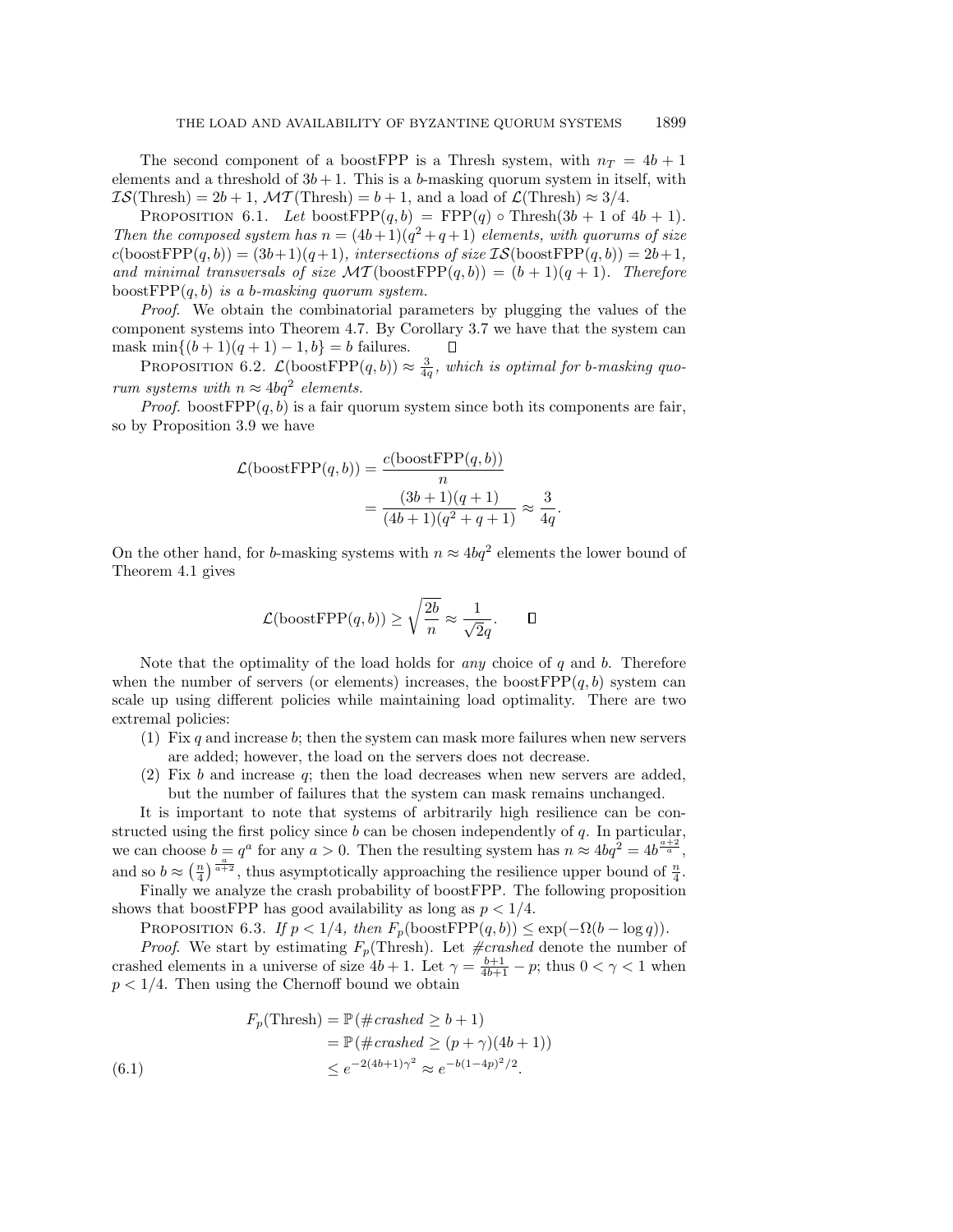The second component of a boostFPP is a Thresh system, with $n_T = 4b + 1$ elements and a threshold of $3b+1$. This is a $b$-masking quorum system in itself, with $\mathcal{IS}(\text{Thresh}) = 2b+1$, $\mathcal{MT}(\text{Thresh}) = b+1$, and a load of $\mathcal{L}(\text{Thresh}) \approx 3/4$.

Proposition 6.1. *Let* $\text{boostFPP}(q,b) = \text{FPP}(q) \circ \text{Thresh}(3b+1 \text{ of } 4b+1)$. *Then the composed system has* $n = (4b+1)(q^2+q+1)$ *elements, with quorums of size* $c(\text{boostFPP}(q,b)) = (3b+1)(q+1)$*, intersections of size* $\mathcal{IS}(\text{boostFPP}(q,b)) = 2b+1$*, and minimal transversals of size* $\mathcal{MT}(\text{boostFPP}(q,b)) = (b+1)(q+1)$*. Therefore* $\text{boostFPP}(q,b)$ *is a* $b$*-masking quorum system.*

*Proof*. We obtain the combinatorial parameters by plugging the values of the component systems into Theorem 4.7. By Corollary 3.7 we have that the system can mask $\min\{(b+1)(q+1)-1, b\} = b$ failures. $\square$

Proposition 6.2. $\mathcal{L}(\text{boostFPP}(q,b)) \approx \frac{3}{4q}$*, which is optimal for* $b$*-masking quorum systems with* $n \approx 4bq^2$ *elements.*

*Proof.* $\text{boostFPP}(q,b)$ is a fair quorum system since both its components are fair, so by Proposition 3.9 we have

$$
\begin{aligned}
\mathcal{L}(\text{boostFPP}(q,b)) &= \frac{c(\text{boostFPP}(q,b))}{n} \\
&= \frac{(3b+1)(q+1)}{(4b+1)(q^2+q+1)} \approx \frac{3}{4q}.
\end{aligned}
$$

On the other hand, for $b$-masking systems with $n \approx 4bq^2$ elements the lower bound of Theorem 4.1 gives

$$
\mathcal{L}(\text{boostFPP}(q,b)) \geq \sqrt{\frac{2b}{n}} \approx \frac{1}{\sqrt{2}q}. \qquad \square
$$

Note that the optimality of the load holds for *any* choice of $q$ and $b$. Therefore when the number of servers (or elements) increases, the $\text{boostFPP}(q,b)$ system can scale up using different policies while maintaining load optimality. There are two extremal policies:

1. Fix $q$ and increase $b$; then the system can mask more failures when new servers are added; however, the load on the servers does not decrease.
2. Fix $b$ and increase $q$; then the load decreases when new servers are added, but the number of failures that the system can mask remains unchanged.

It is important to note that systems of arbitrarily high resilience can be constructed using the first policy since $b$ can be chosen independently of $q$. In particular, we can choose $b = q^a$ for any $a > 0$. Then the resulting system has $n \approx 4bq^2 = 4b^{\frac{a+2}{a}}$, and so $b \approx \left(\frac{n}{4}\right)^{\frac{a}{a+2}}$, thus asymptotically approaching the resilience upper bound of $\frac{n}{4}$.

Finally we analyze the crash probability of boostFPP. The following proposition shows that boostFPP has good availability as long as $p < 1/4$.

Proposition 6.3. *If* $p < 1/4$*, then* $F_p(\text{boostFPP}(q,b)) \leq \exp(-\Omega(b - \log q))$.

*Proof.* We start by estimating $F_p(\text{Thresh})$. Let *#crashed* denote the number of crashed elements in a universe of size $4b+1$. Let $\gamma = \frac{b+1}{4b+1} - p$; thus $0 < \gamma < 1$ when $p < 1/4$. Then using the Chernoff bound we obtain

$$
\begin{aligned}
F_p(\text{Thresh}) &= \mathbb{P}\left(\#crashed \geq b+1\right) \\
&= \mathbb{P}\left(\#crashed \geq (p+\gamma)(4b+1)\right) \\
&\leq e^{-2(4b+1)\gamma^2} \approx e^{-b(1-4p)^2/2}.
\end{aligned}
\tag{6.1}
$$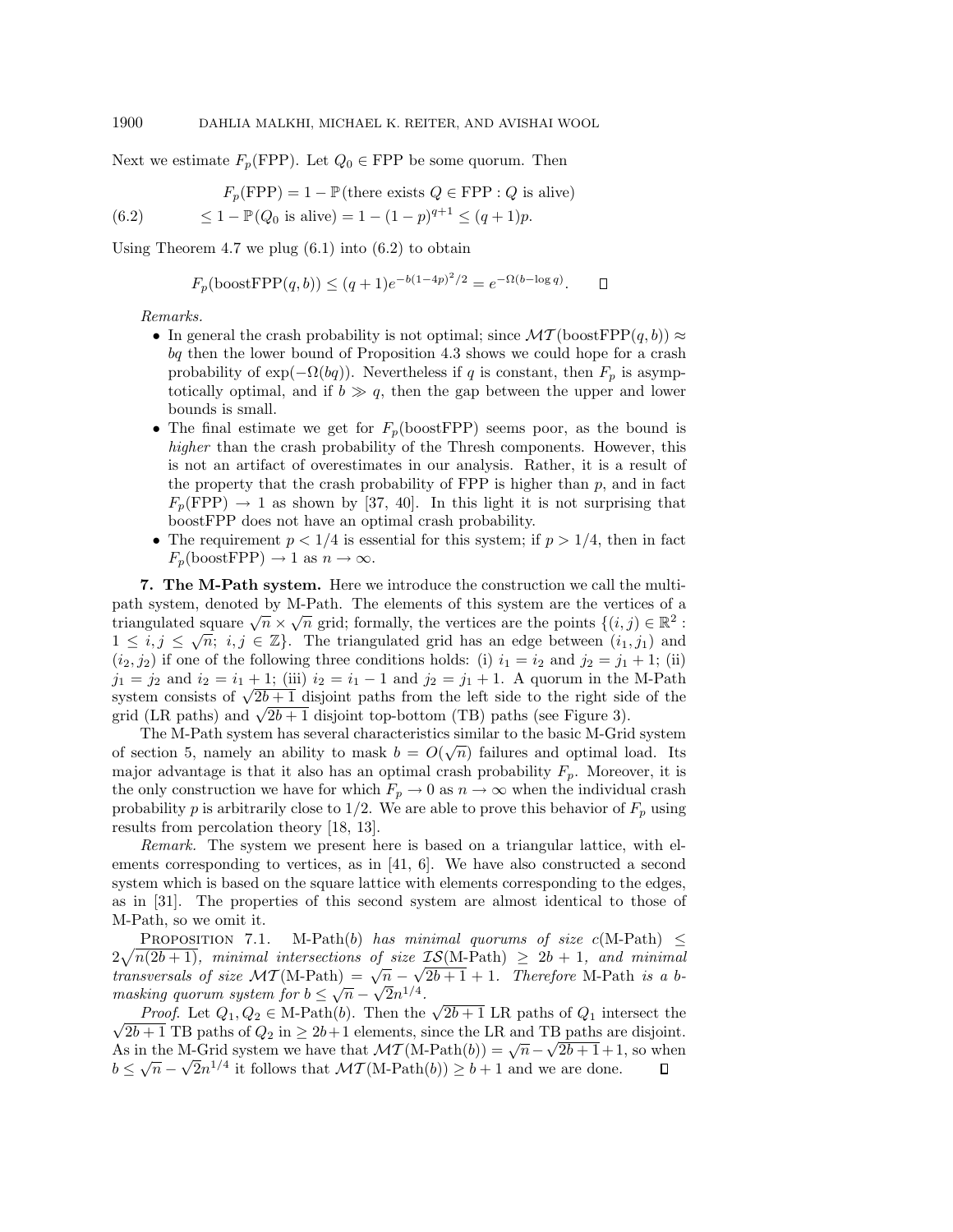Next we estimate $F_p(\text{FPP})$. Let $Q_0 \in \text{FPP}$ be some quorum. Then

$$F_p(\text{FPP}) = 1 - \mathbb{P}(\text{there exists } Q \in \text{FPP} : Q \text{ is alive})$$

$$\leq 1 - \mathbb{P}(Q_0 \text{ is alive}) = 1 - (1-p)^{q+1} \leq (q+1)p. \tag{6.2}$$

Using Theorem 4.7 we plug (6.1) into (6.2) to obtain

$$F_p(\text{boostFPP}(q,b)) \leq (q+1)e^{-b(1-4p)^2/2} = e^{-\Omega(b-\log q)}. \qquad \square$$

*Remarks.*

- In general the crash probability is not optimal; since $\mathcal{MT}(\text{boostFPP}(q,b)) \approx bq$ then the lower bound of Proposition 4.3 shows we could hope for a crash probability of $\exp(-\Omega(bq))$. Nevertheless if $q$ is constant, then $F_p$ is asymptotically optimal, and if $b \gg q$, then the gap between the upper and lower bounds is small.
- The final estimate we get for $F_p(\text{boostFPP})$ seems poor, as the bound is *higher* than the crash probability of the Thresh components. However, this is not an artifact of overestimates in our analysis. Rather, it is a result of the property that the crash probability of FPP is higher than $p$, and in fact $F_p(\text{FPP}) \to 1$ as shown by [37, 40]. In this light it is not surprising that boostFPP does not have an optimal crash probability.
- The requirement $p < 1/4$ is essential for this system; if $p > 1/4$, then in fact $F_p(\text{boostFPP}) \to 1$ as $n \to \infty$.

**7. The M-Path system.** Here we introduce the construction we call the multipath system, denoted by M-Path. The elements of this system are the vertices of a triangulated square $\sqrt{n} \times \sqrt{n}$ grid; formally, the vertices are the points $\{(i,j) \in \mathbb{R}^2 : 1 \leq i,j \leq \sqrt{n};\ i,j \in \mathbb{Z}\}$. The triangulated grid has an edge between $(i_1, j_1)$ and $(i_2, j_2)$ if one of the following three conditions holds: (i) $i_1 = i_2$ and $j_2 = j_1 + 1$; (ii) $j_1 = j_2$ and $i_2 = i_1 + 1$; (iii) $i_2 = i_1 - 1$ and $j_2 = j_1 + 1$. A quorum in the M-Path system consists of $\sqrt{2b+1}$ disjoint paths from the left side to the right side of the grid (LR paths) and $\sqrt{2b+1}$ disjoint top-bottom (TB) paths (see Figure 3).

The M-Path system has several characteristics similar to the basic M-Grid system of section 5, namely an ability to mask $b = O(\sqrt{n})$ failures and optimal load. Its major advantage is that it also has an optimal crash probability $F_p$. Moreover, it is the only construction we have for which $F_p \to 0$ as $n \to \infty$ when the individual crash probability $p$ is arbitrarily close to $1/2$. We are able to prove this behavior of $F_p$ using results from percolation theory [18, 13].

*Remark.* The system we present here is based on a triangular lattice, with elements corresponding to vertices, as in [41, 6]. We have also constructed a second system which is based on the square lattice with elements corresponding to the edges, as in [31]. The properties of this second system are almost identical to those of M-Path, so we omit it.

Proposition 7.1. *M-Path($b$) has minimal quorums of size $c(\text{M-Path}) \leq 2\sqrt{n(2b+1)}$, minimal intersections of size $\mathcal{IS}(\text{M-Path}) \geq 2b+1$, and minimal transversals of size $\mathcal{MT}(\text{M-Path}) = \sqrt{n} - \sqrt{2b+1} + 1$. Therefore M-Path is a $b$-masking quorum system for $b \leq \sqrt{n} - \sqrt{2}n^{1/4}$.*

*Proof.* Let $Q_1, Q_2 \in \text{M-Path}(b)$. Then the $\sqrt{2b+1}$ LR paths of $Q_1$ intersect the $\sqrt{2b+1}$ TB paths of $Q_2$ in $\geq 2b+1$ elements, since the LR and TB paths are disjoint. As in the M-Grid system we have that $\mathcal{MT}(\text{M-Path}(b)) = \sqrt{n} - \sqrt{2b+1} + 1$, so when $b \leq \sqrt{n} - \sqrt{2}n^{1/4}$ it follows that $\mathcal{MT}(\text{M-Path}(b)) \geq b+1$ and we are done. $\square$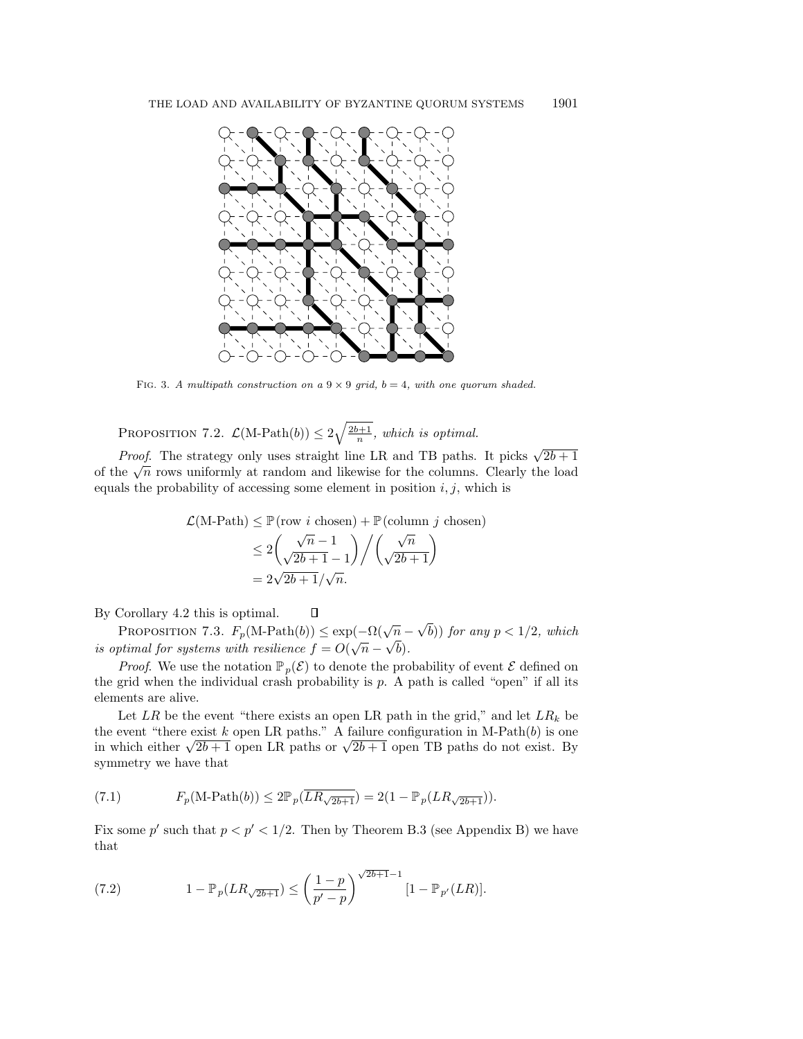Fig. 3. *A multipath construction on a $9 \times 9$ grid, $b = 4$, with one quorum shaded.*

Proposition 7.2. $\mathcal{L}(\text{M-Path}(b)) \leq 2\sqrt{\frac{2b+1}{n}}$, *which is optimal.*

*Proof.* The strategy only uses straight line LR and TB paths. It picks $\sqrt{2b+1}$ of the $\sqrt{n}$ rows uniformly at random and likewise for the columns. Clearly the load equals the probability of accessing some element in position $i, j$, which is

$$\begin{aligned}
\mathcal{L}(\text{M-Path}) &\leq \mathbb{P}(\text{row } i \text{ chosen}) + \mathbb{P}(\text{column } j \text{ chosen}) \\
&\leq 2\binom{\sqrt{n}-1}{\sqrt{2b+1}-1} \Big/ \binom{\sqrt{n}}{\sqrt{2b+1}} \\
&= 2\sqrt{2b+1}/\sqrt{n}.
\end{aligned}$$

By Corollary 4.2 this is optimal. ∎

Proposition 7.3. $F_p(\text{M-Path}(b)) \leq \exp(-\Omega(\sqrt{n} - \sqrt{b}))$ *for any $p < 1/2$, which is optimal for systems with resilience $f = O(\sqrt{n} - \sqrt{b})$.*

*Proof.* We use the notation $\mathbb{P}_p(\mathcal{E})$ to denote the probability of event $\mathcal{E}$ defined on the grid when the individual crash probability is $p$. A path is called "open" if all its elements are alive.

Let $LR$ be the event "there exists an open LR path in the grid," and let $LR_k$ be the event "there exist $k$ open LR paths." A failure configuration in M-Path($b$) is one in which either $\sqrt{2b+1}$ open LR paths or $\sqrt{2b+1}$ open TB paths do not exist. By symmetry we have that

$$F_p(\text{M-Path}(b)) \leq 2\mathbb{P}_p(\overline{LR_{\sqrt{2b+1}}}) = 2(1 - \mathbb{P}_p(LR_{\sqrt{2b+1}})). \tag{7.1}$$

Fix some $p'$ such that $p < p' < 1/2$. Then by Theorem B.3 (see Appendix B) we have that

$$1 - \mathbb{P}_p(LR_{\sqrt{2b+1}}) \leq \left(\frac{1-p}{p'-p}\right)^{\sqrt{2b+1}-1} [1 - \mathbb{P}_{p'}(LR)]. \tag{7.2}$$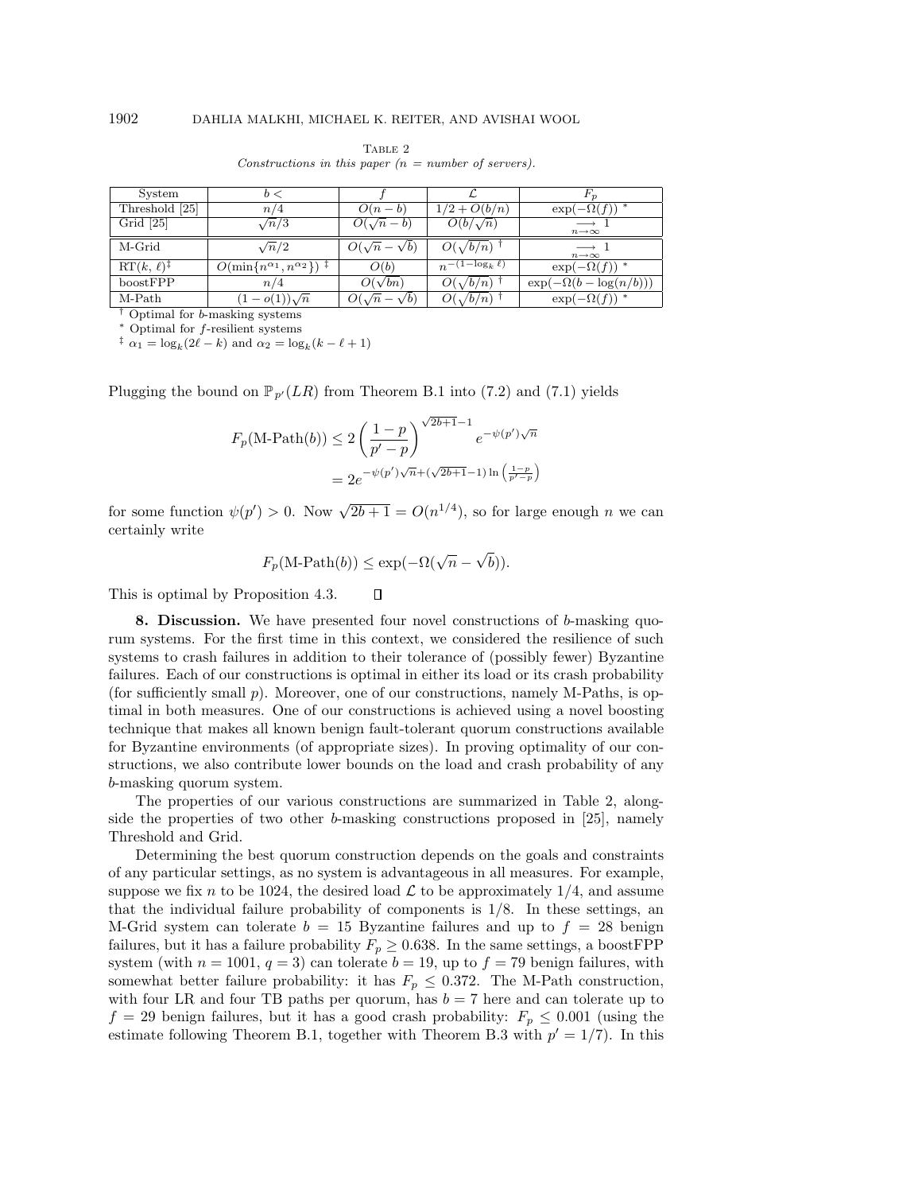Table 2
*Constructions in this paper ($n$ = number of servers).*

| System | $b <$ | $f$ | $\mathcal{L}$ | $F_p$ |
|---|---|---|---|---|
| Threshold [25] | $n/4$ | $O(n-b)$ | $1/2 + O(b/n)$ | $\exp(-\Omega(f))$ * |
| Grid [25] | $\sqrt{n}/3$ | $O(\sqrt{n}-b)$ | $O(b/\sqrt{n})$ | $\underset{n\to\infty}{\longrightarrow} 1$ |
| M-Grid | $\sqrt{n}/2$ | $O(\sqrt{n}-\sqrt{b})$ | $O(\sqrt{b/n})$ † | $\underset{n\to\infty}{\longrightarrow} 1$ |
| RT($k$, $\ell$)‡ | $O(\min\{n^{\alpha_1}, n^{\alpha_2}\})$ ‡ | $O(b)$ | $n^{-(1-\log_k \ell)}$ | $\exp(-\Omega(f))$ * |
| boostFPP | $n/4$ | $O(\sqrt{bn})$ | $O(\sqrt{b/n})$ † | $\exp(-\Omega(b-\log(n/b)))$ |
| M-Path | $(1-o(1))\sqrt{n}$ | $O(\sqrt{n}-\sqrt{b})$ | $O(\sqrt{b/n})$ † | $\exp(-\Omega(f))$ * |

† Optimal for $b$-masking systems
\* Optimal for $f$-resilient systems
‡ $\alpha_1 = \log_k(2\ell - k)$ and $\alpha_2 = \log_k(k - \ell + 1)$

Plugging the bound on $\mathbb{P}_{p'}(LR)$ from Theorem B.1 into (7.2) and (7.1) yields

$$F_p(\text{M-Path}(b)) \le 2\left(\frac{1-p}{p'-p}\right)^{\sqrt{2b+1}-1} e^{-\psi(p')\sqrt{n}}$$
$$= 2e^{-\psi(p')\sqrt{n}+(\sqrt{2b+1}-1)\ln\left(\frac{1-p}{p'-p}\right)}$$

for some function $\psi(p') > 0$. Now $\sqrt{2b+1} = O(n^{1/4})$, so for large enough $n$ we can certainly write

$$F_p(\text{M-Path}(b)) \le \exp(-\Omega(\sqrt{n}-\sqrt{b})).$$

This is optimal by Proposition 4.3. ◻

**8. Discussion.** We have presented four novel constructions of $b$-masking quorum systems. For the first time in this context, we considered the resilience of such systems to crash failures in addition to their tolerance of (possibly fewer) Byzantine failures. Each of our constructions is optimal in either its load or its crash probability (for sufficiently small $p$). Moreover, one of our constructions, namely M-Paths, is optimal in both measures. One of our constructions is achieved using a novel boosting technique that makes all known benign fault-tolerant quorum constructions available for Byzantine environments (of appropriate sizes). In proving optimality of our constructions, we also contribute lower bounds on the load and crash probability of any $b$-masking quorum system.

The properties of our various constructions are summarized in Table 2, alongside the properties of two other $b$-masking constructions proposed in [25], namely Threshold and Grid.

Determining the best quorum construction depends on the goals and constraints of any particular settings, as no system is advantageous in all measures. For example, suppose we fix $n$ to be 1024, the desired load $\mathcal{L}$ to be approximately $1/4$, and assume that the individual failure probability of components is $1/8$. In these settings, an M-Grid system can tolerate $b = 15$ Byzantine failures and up to $f = 28$ benign failures, but it has a failure probability $F_p \ge 0.638$. In the same settings, a boostFPP system (with $n = 1001$, $q = 3$) can tolerate $b = 19$, up to $f = 79$ benign failures, with somewhat better failure probability: it has $F_p \le 0.372$. The M-Path construction, with four LR and four TB paths per quorum, has $b = 7$ here and can tolerate up to $f = 29$ benign failures, but it has a good crash probability: $F_p \le 0.001$ (using the estimate following Theorem B.1, together with Theorem B.3 with $p' = 1/7$). In this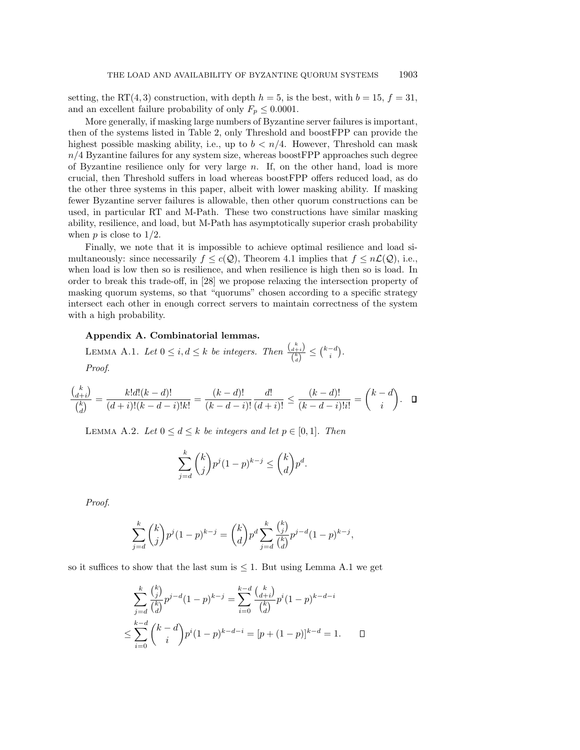setting, the RT(4, 3) construction, with depth $h = 5$, is the best, with $b = 15$, $f = 31$, and an excellent failure probability of only $F_p \leq 0.0001$.

More generally, if masking large numbers of Byzantine server failures is important, then of the systems listed in Table 2, only Threshold and boostFPP can provide the highest possible masking ability, i.e., up to $b < n/4$. However, Threshold can mask $n/4$ Byzantine failures for any system size, whereas boostFPP approaches such degree of Byzantine resilience only for very large $n$. If, on the other hand, load is more crucial, then Threshold suffers in load whereas boostFPP offers reduced load, as do the other three systems in this paper, albeit with lower masking ability. If masking fewer Byzantine server failures is allowable, then other quorum constructions can be used, in particular RT and M-Path. These two constructions have similar masking ability, resilience, and load, but M-Path has asymptotically superior crash probability when $p$ is close to $1/2$.

Finally, we note that it is impossible to achieve optimal resilience and load simultaneously: since necessarily $f \leq c(\mathcal{Q})$, Theorem 4.1 implies that $f \leq n\mathcal{L}(\mathcal{Q})$, i.e., when load is low then so is resilience, and when resilience is high then so is load. In order to break this trade-off, in [28] we propose relaxing the intersection property of masking quorum systems, so that "quorums" chosen according to a specific strategy intersect each other in enough correct servers to maintain correctness of the system with a high probability.

## Appendix A. Combinatorial lemmas.

LEMMA A.1. *Let $0 \leq i, d \leq k$ be integers. Then* $\frac{\binom{k}{d+i}}{\binom{k}{d}} \leq \binom{k-d}{i}$.

*Proof.*

$$\frac{\binom{k}{d+i}}{\binom{k}{d}} = \frac{k!d!(k-d)!}{(d+i)!(k-d-i)!k!} = \frac{(k-d)!}{(k-d-i)!}\frac{d!}{(d+i)!} \leq \frac{(k-d)!}{(k-d-i)!i!} = \binom{k-d}{i}. \qquad \square$$

LEMMA A.2. *Let $0 \leq d \leq k$ be integers and let $p \in [0, 1]$. Then*

$$\sum_{j=d}^{k} \binom{k}{j} p^j (1-p)^{k-j} \leq \binom{k}{d} p^d.$$

*Proof.*

$$\sum_{j=d}^{k} \binom{k}{j} p^j (1-p)^{k-j} = \binom{k}{d} p^d \sum_{j=d}^{k} \frac{\binom{k}{j}}{\binom{k}{d}} p^{j-d} (1-p)^{k-j},$$

so it suffices to show that the last sum is $\leq 1$. But using Lemma A.1 we get

$$\sum_{j=d}^{k} \frac{\binom{k}{j}}{\binom{k}{d}} p^{j-d} (1-p)^{k-j} = \sum_{i=0}^{k-d} \frac{\binom{k}{d+i}}{\binom{k}{d}} p^i (1-p)^{k-d-i}$$

$$\leq \sum_{i=0}^{k-d} \binom{k-d}{i} p^i (1-p)^{k-d-i} = [p + (1-p)]^{k-d} = 1. \qquad \square$$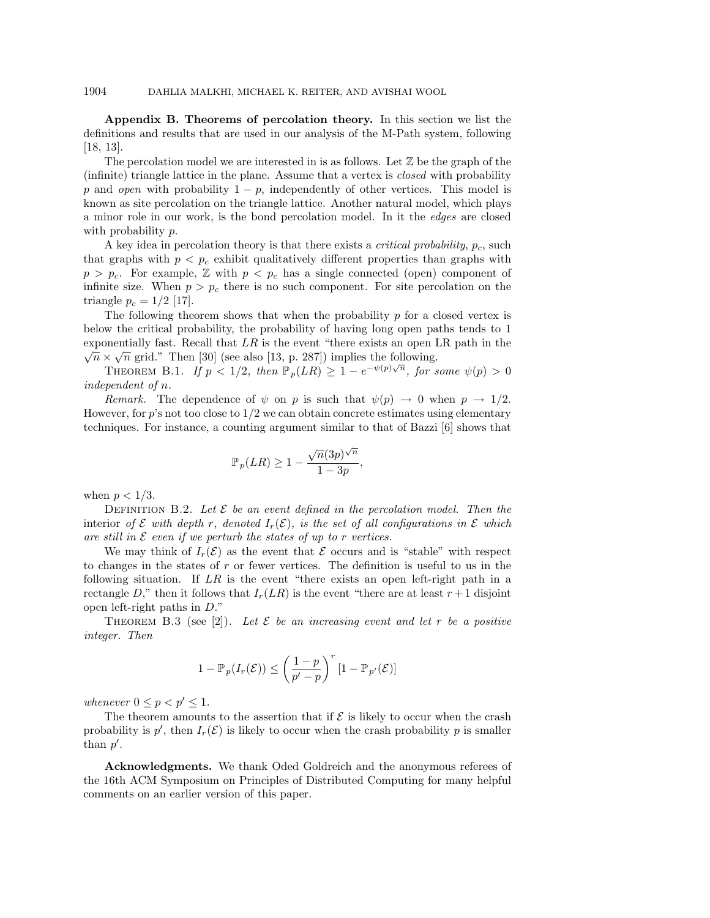**Appendix B. Theorems of percolation theory.** In this section we list the definitions and results that are used in our analysis of the M-Path system, following [18, 13].

The percolation model we are interested in is as follows. Let $\mathbb{Z}$ be the graph of the (infinite) triangle lattice in the plane. Assume that a vertex is *closed* with probability $p$ and *open* with probability $1 - p$, independently of other vertices. This model is known as site percolation on the triangle lattice. Another natural model, which plays a minor role in our work, is the bond percolation model. In it the *edges* are closed with probability $p$.

A key idea in percolation theory is that there exists a *critical probability*, $p_c$, such that graphs with $p < p_c$ exhibit qualitatively different properties than graphs with $p > p_c$. For example, $\mathbb{Z}$ with $p < p_c$ has a single connected (open) component of infinite size. When $p > p_c$ there is no such component. For site percolation on the triangle $p_c = 1/2$ [17].

The following theorem shows that when the probability $p$ for a closed vertex is below the critical probability, the probability of having long open paths tends to 1 exponentially fast. Recall that $LR$ is the event "there exists an open LR path in the $\sqrt{n} \times \sqrt{n}$ grid." Then [30] (see also [13, p. 287]) implies the following.

Theorem B.1. *If $p < 1/2$, then $\mathbb{P}_p(LR) \geq 1 - e^{-\psi(p)\sqrt{n}}$, for some $\psi(p) > 0$ independent of $n$.*

*Remark.* The dependence of $\psi$ on $p$ is such that $\psi(p) \to 0$ when $p \to 1/2$. However, for $p$'s not too close to $1/2$ we can obtain concrete estimates using elementary techniques. For instance, a counting argument similar to that of Bazzi [6] shows that

$$\mathbb{P}_p(LR) \geq 1 - \frac{\sqrt{n}(3p)^{\sqrt{n}}}{1 - 3p},$$

when $p < 1/3$.

Definition B.2. *Let $\mathcal{E}$ be an event defined in the percolation model. Then the* interior *of $\mathcal{E}$ with depth $r$, denoted $I_r(\mathcal{E})$, is the set of all configurations in $\mathcal{E}$ which are still in $\mathcal{E}$ even if we perturb the states of up to $r$ vertices.*

We may think of $I_r(\mathcal{E})$ as the event that $\mathcal{E}$ occurs and is "stable" with respect to changes in the states of $r$ or fewer vertices. The definition is useful to us in the following situation. If $LR$ is the event "there exists an open left-right path in a rectangle $D$," then it follows that $I_r(LR)$ is the event "there are at least $r+1$ disjoint open left-right paths in $D$."

Theorem B.3 (see [2]). *Let $\mathcal{E}$ be an increasing event and let $r$ be a positive integer. Then*

$$1 - \mathbb{P}_p(I_r(\mathcal{E})) \leq \left(\frac{1-p}{p'-p}\right)^r [1 - \mathbb{P}_{p'}(\mathcal{E})]$$

*whenever $0 \leq p < p' \leq 1$.*

The theorem amounts to the assertion that if $\mathcal{E}$ is likely to occur when the crash probability is $p'$, then $I_r(\mathcal{E})$ is likely to occur when the crash probability $p$ is smaller than $p'$.

**Acknowledgments.** We thank Oded Goldreich and the anonymous referees of the 16th ACM Symposium on Principles of Distributed Computing for many helpful comments on an earlier version of this paper.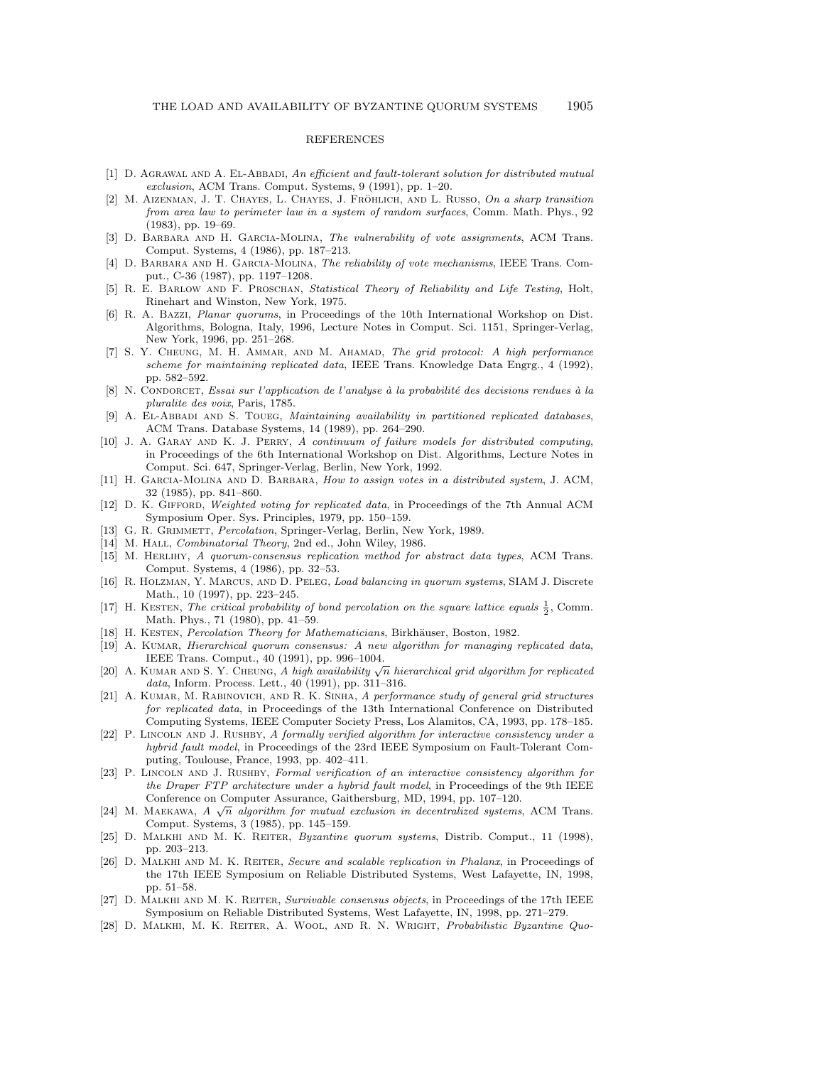## REFERENCES

[1] D. Agrawal and A. El-Abbadi, *An efficient and fault-tolerant solution for distributed mutual exclusion*, ACM Trans. Comput. Systems, 9 (1991), pp. 1–20.

[2] M. Aizenman, J. T. Chayes, L. Chayes, J. Fröhlich, and L. Russo, *On a sharp transition from area law to perimeter law in a system of random surfaces*, Comm. Math. Phys., 92 (1983), pp. 19–69.

[3] D. Barbara and H. Garcia-Molina, *The vulnerability of vote assignments*, ACM Trans. Comput. Systems, 4 (1986), pp. 187–213.

[4] D. Barbara and H. Garcia-Molina, *The reliability of vote mechanisms*, IEEE Trans. Comput., C-36 (1987), pp. 1197–1208.

[5] R. E. Barlow and F. Proschan, *Statistical Theory of Reliability and Life Testing*, Holt, Rinehart and Winston, New York, 1975.

[6] R. A. Bazzi, *Planar quorums*, in Proceedings of the 10th International Workshop on Dist. Algorithms, Bologna, Italy, 1996, Lecture Notes in Comput. Sci. 1151, Springer-Verlag, New York, 1996, pp. 251–268.

[7] S. Y. Cheung, M. H. Ammar, and M. Ahamad, *The grid protocol: A high performance scheme for maintaining replicated data*, IEEE Trans. Knowledge Data Engrg., 4 (1992), pp. 582–592.

[8] N. Condorcet, *Essai sur l'application de l'analyse à la probabilité des decisions rendues à la pluralite des voix*, Paris, 1785.

[9] A. El-Abbadi and S. Toueg, *Maintaining availability in partitioned replicated databases*, ACM Trans. Database Systems, 14 (1989), pp. 264–290.

[10] J. A. Garay and K. J. Perry, *A continuum of failure models for distributed computing*, in Proceedings of the 6th International Workshop on Dist. Algorithms, Lecture Notes in Comput. Sci. 647, Springer-Verlag, Berlin, New York, 1992.

[11] H. Garcia-Molina and D. Barbara, *How to assign votes in a distributed system*, J. ACM, 32 (1985), pp. 841–860.

[12] D. K. Gifford, *Weighted voting for replicated data*, in Proceedings of the 7th Annual ACM Symposium Oper. Sys. Principles, 1979, pp. 150–159.

[13] G. R. Grimmett, *Percolation*, Springer-Verlag, Berlin, New York, 1989.

[14] M. Hall, *Combinatorial Theory*, 2nd ed., John Wiley, 1986.

[15] M. Herlihy, *A quorum-consensus replication method for abstract data types*, ACM Trans. Comput. Systems, 4 (1986), pp. 32–53.

[16] R. Holzman, Y. Marcus, and D. Peleg, *Load balancing in quorum systems*, SIAM J. Discrete Math., 10 (1997), pp. 223–245.

[17] H. Kesten, *The critical probability of bond percolation on the square lattice equals* $\frac{1}{2}$, Comm. Math. Phys., 71 (1980), pp. 41–59.

[18] H. Kesten, *Percolation Theory for Mathematicians*, Birkhäuser, Boston, 1982.

[19] A. Kumar, *Hierarchical quorum consensus: A new algorithm for managing replicated data*, IEEE Trans. Comput., 40 (1991), pp. 996–1004.

[20] A. Kumar and S. Y. Cheung, *A high availability* $\sqrt{n}$ *hierarchical grid algorithm for replicated data*, Inform. Process. Lett., 40 (1991), pp. 311–316.

[21] A. Kumar, M. Rabinovich, and R. K. Sinha, *A performance study of general grid structures for replicated data*, in Proceedings of the 13th International Conference on Distributed Computing Systems, IEEE Computer Society Press, Los Alamitos, CA, 1993, pp. 178–185.

[22] P. Lincoln and J. Rushby, *A formally verified algorithm for interactive consistency under a hybrid fault model*, in Proceedings of the 23rd IEEE Symposium on Fault-Tolerant Computing, Toulouse, France, 1993, pp. 402–411.

[23] P. Lincoln and J. Rushby, *Formal verification of an interactive consistency algorithm for the Draper FTP architecture under a hybrid fault model*, in Proceedings of the 9th IEEE Conference on Computer Assurance, Gaithersburg, MD, 1994, pp. 107–120.

[24] M. Maekawa, *A* $\sqrt{n}$ *algorithm for mutual exclusion in decentralized systems*, ACM Trans. Comput. Systems, 3 (1985), pp. 145–159.

[25] D. Malkhi and M. K. Reiter, *Byzantine quorum systems*, Distrib. Comput., 11 (1998), pp. 203–213.

[26] D. Malkhi and M. K. Reiter, *Secure and scalable replication in Phalanx*, in Proceedings of the 17th IEEE Symposium on Reliable Distributed Systems, West Lafayette, IN, 1998, pp. 51–58.

[27] D. Malkhi and M. K. Reiter, *Survivable consensus objects*, in Proceedings of the 17th IEEE Symposium on Reliable Distributed Systems, West Lafayette, IN, 1998, pp. 271–279.

[28] D. Malkhi, M. K. Reiter, A. Wool, and R. N. Wright, *Probabilistic Byzantine Quo-*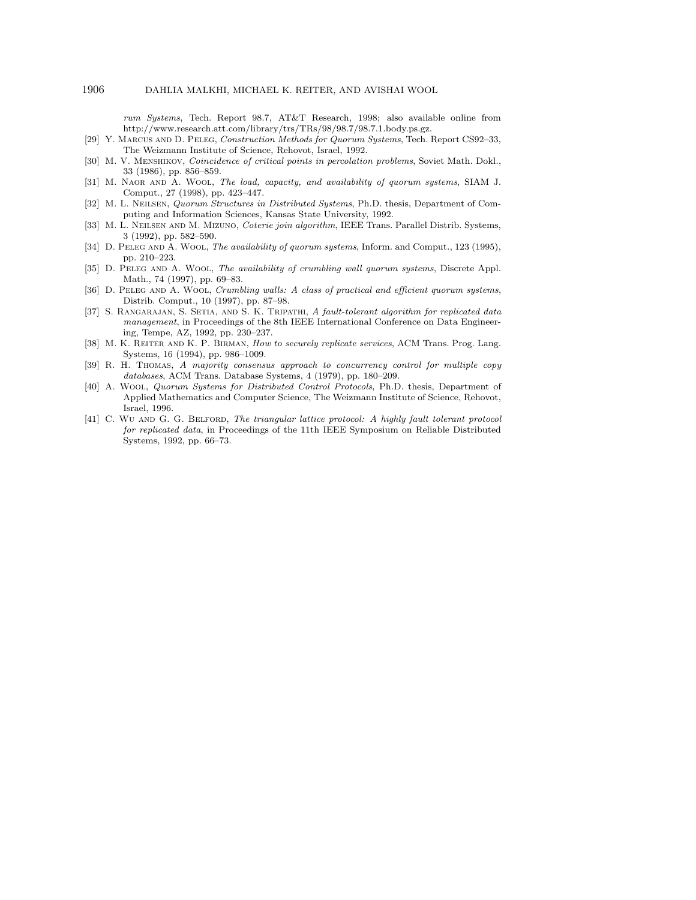*rum Systems*, Tech. Report 98.7, AT&T Research, 1998; also available online from http://www.research.att.com/library/trs/TRs/98/98.7/98.7.1.body.ps.gz.

[29] Y. Marcus and D. Peleg, *Construction Methods for Quorum Systems*, Tech. Report CS92–33, The Weizmann Institute of Science, Rehovot, Israel, 1992.

[30] M. V. Menshikov, *Coincidence of critical points in percolation problems*, Soviet Math. Dokl., 33 (1986), pp. 856–859.

[31] M. Naor and A. Wool, *The load, capacity, and availability of quorum systems*, SIAM J. Comput., 27 (1998), pp. 423–447.

[32] M. L. Neilsen, *Quorum Structures in Distributed Systems*, Ph.D. thesis, Department of Computing and Information Sciences, Kansas State University, 1992.

[33] M. L. Neilsen and M. Mizuno, *Coterie join algorithm*, IEEE Trans. Parallel Distrib. Systems, 3 (1992), pp. 582–590.

[34] D. Peleg and A. Wool, *The availability of quorum systems*, Inform. and Comput., 123 (1995), pp. 210–223.

[35] D. Peleg and A. Wool, *The availability of crumbling wall quorum systems*, Discrete Appl. Math., 74 (1997), pp. 69–83.

[36] D. Peleg and A. Wool, *Crumbling walls: A class of practical and efficient quorum systems*, Distrib. Comput., 10 (1997), pp. 87–98.

[37] S. Rangarajan, S. Setia, and S. K. Tripathi, *A fault-tolerant algorithm for replicated data management*, in Proceedings of the 8th IEEE International Conference on Data Engineering, Tempe, AZ, 1992, pp. 230–237.

[38] M. K. Reiter and K. P. Birman, *How to securely replicate services*, ACM Trans. Prog. Lang. Systems, 16 (1994), pp. 986–1009.

[39] R. H. Thomas, *A majority consensus approach to concurrency control for multiple copy databases*, ACM Trans. Database Systems, 4 (1979), pp. 180–209.

[40] A. Wool, *Quorum Systems for Distributed Control Protocols*, Ph.D. thesis, Department of Applied Mathematics and Computer Science, The Weizmann Institute of Science, Rehovot, Israel, 1996.

[41] C. Wu and G. G. Belford, *The triangular lattice protocol: A highly fault tolerant protocol for replicated data*, in Proceedings of the 11th IEEE Symposium on Reliable Distributed Systems, 1992, pp. 66–73.